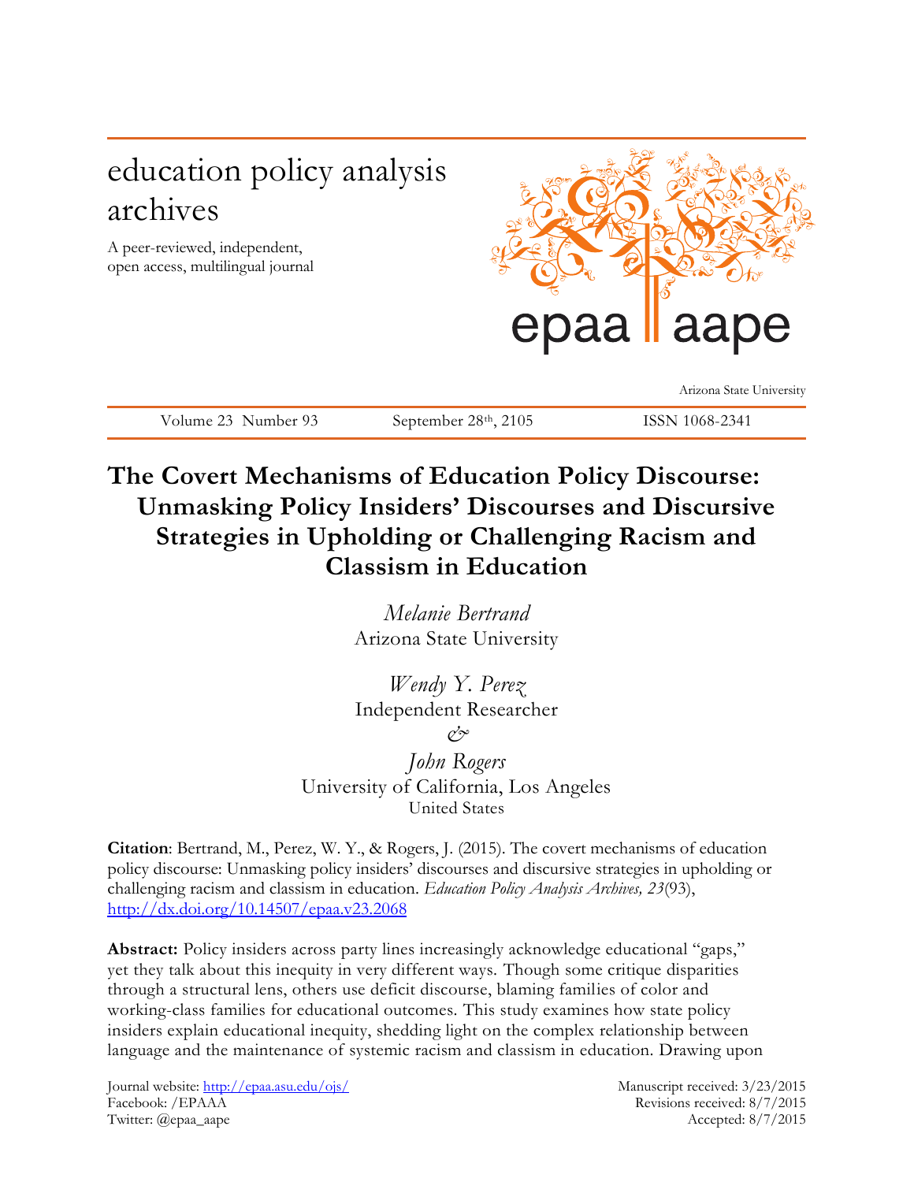education policy analysis archives

A peer-reviewed, independent, open access, multilingual journal

epaa aape

Arizona State University

Volume 23 Number 93 September 28th, 2105 ISSN 1068-2341

# The Covert Mechanisms of Education Policy Discourse: Unmasking Policy Insiders' Discourses and Discursive Strategies in Upholding or Challenging Racism and Classism in Education

*Melanie Bertrand*
Arizona State University

*Wendy Y. Perez*
Independent Researcher

&

*John Rogers*
University of California, Los Angeles
United States

**Citation**: Bertrand, M., Perez, W. Y., & Rogers, J. (2015). The covert mechanisms of education policy discourse: Unmasking policy insiders' discourses and discursive strategies in upholding or challenging racism and classism in education. *Education Policy Analysis Archives, 23*(93), http://dx.doi.org/10.14507/epaa.v23.2068

**Abstract:** Policy insiders across party lines increasingly acknowledge educational "gaps," yet they talk about this inequity in very different ways. Though some critique disparities through a structural lens, others use deficit discourse, blaming families of color and working-class families for educational outcomes. This study examines how state policy insiders explain educational inequity, shedding light on the complex relationship between language and the maintenance of systemic racism and classism in education. Drawing upon

Journal website: http://epaa.asu.edu/ojs/
Facebook: /EPAAA
Twitter: @epaa_aape

Manuscript received: 3/23/2015
Revisions received: 8/7/2015
Accepted: 8/7/2015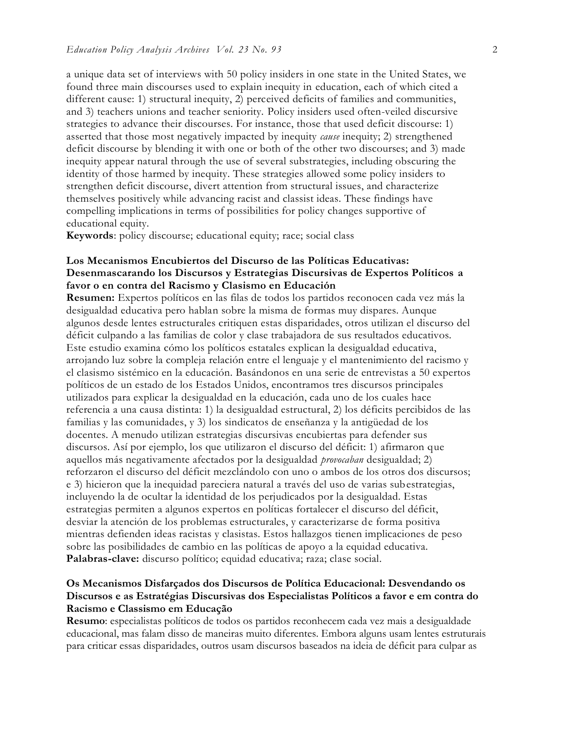a unique data set of interviews with 50 policy insiders in one state in the United States, we found three main discourses used to explain inequity in education, each of which cited a different cause: 1) structural inequity, 2) perceived deficits of families and communities, and 3) teachers unions and teacher seniority. Policy insiders used often-veiled discursive strategies to advance their discourses. For instance, those that used deficit discourse: 1) asserted that those most negatively impacted by inequity *cause* inequity; 2) strengthened deficit discourse by blending it with one or both of the other two discourses; and 3) made inequity appear natural through the use of several substrategies, including obscuring the identity of those harmed by inequity. These strategies allowed some policy insiders to strengthen deficit discourse, divert attention from structural issues, and characterize themselves positively while advancing racist and classist ideas. These findings have compelling implications in terms of possibilities for policy changes supportive of educational equity.

**Keywords**: policy discourse; educational equity; race; social class

**Los Mecanismos Encubiertos del Discurso de las Políticas Educativas: Desenmascarando los Discursos y Estrategias Discursivas de Expertos Políticos a favor o en contra del Racismo y Clasismo en Educación**

**Resumen:** Expertos políticos en las filas de todos los partidos reconocen cada vez más la desigualdad educativa pero hablan sobre la misma de formas muy dispares. Aunque algunos desde lentes estructurales critiquen estas disparidades, otros utilizan el discurso del déficit culpando a las familias de color y clase trabajadora de sus resultados educativos. Este estudio examina cómo los políticos estatales explican la desigualdad educativa, arrojando luz sobre la compleja relación entre el lenguaje y el mantenimiento del racismo y el clasismo sistémico en la educación. Basándonos en una serie de entrevistas a 50 expertos políticos de un estado de los Estados Unidos, encontramos tres discursos principales utilizados para explicar la desigualdad en la educación, cada uno de los cuales hace referencia a una causa distinta: 1) la desigualdad estructural, 2) los déficits percibidos de las familias y las comunidades, y 3) los sindicatos de enseñanza y la antigüedad de los docentes. A menudo utilizan estrategias discursivas encubiertas para defender sus discursos. Así por ejemplo, los que utilizaron el discurso del déficit: 1) afirmaron que aquellos más negativamente afectados por la desigualdad *provocaban* desigualdad; 2) reforzaron el discurso del déficit mezclándolo con uno o ambos de los otros dos discursos; e 3) hicieron que la inequidad pareciera natural a través del uso de varias subestrategias, incluyendo la de ocultar la identidad de los perjudicados por la desigualdad. Estas estrategias permiten a algunos expertos en políticas fortalecer el discurso del déficit, desviar la atención de los problemas estructurales, y caracterizarse de forma positiva mientras defienden ideas racistas y clasistas. Estos hallazgos tienen implicaciones de peso sobre las posibilidades de cambio en las políticas de apoyo a la equidad educativa.

**Palabras-clave:** discurso político; equidad educativa; raza; clase social.

**Os Mecanismos Disfarçados dos Discursos de Política Educacional: Desvendando os Discursos e as Estratégias Discursivas dos Especialistas Políticos a favor e em contra do Racismo e Classismo em Educação**

**Resumo**: especialistas políticos de todos os partidos reconhecem cada vez mais a desigualdade educacional, mas falam disso de maneiras muito diferentes. Embora alguns usam lentes estruturais para criticar essas disparidades, outros usam discursos baseados na ideia de déficit para culpar as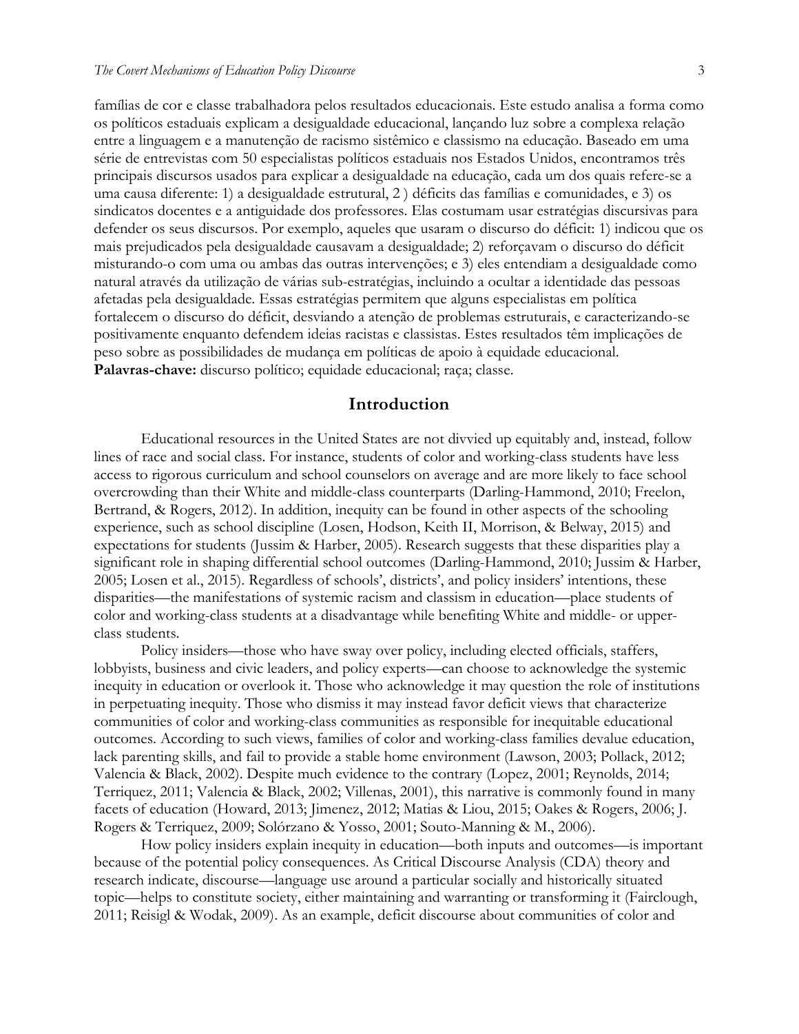famílias de cor e classe trabalhadora pelos resultados educacionais. Este estudo analisa a forma como os políticos estaduais explicam a desigualdade educacional, lançando luz sobre a complexa relação entre a linguagem e a manutenção de racismo sistêmico e classismo na educação. Baseado em uma série de entrevistas com 50 especialistas políticos estaduais nos Estados Unidos, encontramos três principais discursos usados para explicar a desigualdade na educação, cada um dos quais refere-se a uma causa diferente: 1) a desigualdade estrutural, 2 ) déficits das famílias e comunidades, e 3) os sindicatos docentes e a antiguidade dos professores. Elas costumam usar estratégias discursivas para defender os seus discursos. Por exemplo, aqueles que usaram o discurso do déficit: 1) indicou que os mais prejudicados pela desigualdade causavam a desigualdade; 2) reforçavam o discurso do déficit misturando-o com uma ou ambas das outras intervenções; e 3) eles entendiam a desigualdade como natural através da utilização de várias sub-estratégias, incluindo a ocultar a identidade das pessoas afetadas pela desigualdade. Essas estratégias permitem que alguns especialistas em política fortalecem o discurso do déficit, desviando a atenção de problemas estruturais, e caracterizando-se positivamente enquanto defendem ideias racistas e classistas. Estes resultados têm implicações de peso sobre as possibilidades de mudança em políticas de apoio à equidade educacional.
**Palavras-chave:** discurso político; equidade educacional; raça; classe.

## Introduction

Educational resources in the United States are not divvied up equitably and, instead, follow lines of race and social class. For instance, students of color and working-class students have less access to rigorous curriculum and school counselors on average and are more likely to face school overcrowding than their White and middle-class counterparts (Darling-Hammond, 2010; Freelon, Bertrand, & Rogers, 2012). In addition, inequity can be found in other aspects of the schooling experience, such as school discipline (Losen, Hodson, Keith II, Morrison, & Belway, 2015) and expectations for students (Jussim & Harber, 2005). Research suggests that these disparities play a significant role in shaping differential school outcomes (Darling-Hammond, 2010; Jussim & Harber, 2005; Losen et al., 2015). Regardless of schools', districts', and policy insiders' intentions, these disparities—the manifestations of systemic racism and classism in education—place students of color and working-class students at a disadvantage while benefiting White and middle- or upper-class students.

Policy insiders—those who have sway over policy, including elected officials, staffers, lobbyists, business and civic leaders, and policy experts—can choose to acknowledge the systemic inequity in education or overlook it. Those who acknowledge it may question the role of institutions in perpetuating inequity. Those who dismiss it may instead favor deficit views that characterize communities of color and working-class communities as responsible for inequitable educational outcomes. According to such views, families of color and working-class families devalue education, lack parenting skills, and fail to provide a stable home environment (Lawson, 2003; Pollack, 2012; Valencia & Black, 2002). Despite much evidence to the contrary (Lopez, 2001; Reynolds, 2014; Terriquez, 2011; Valencia & Black, 2002; Villenas, 2001), this narrative is commonly found in many facets of education (Howard, 2013; Jimenez, 2012; Matias & Liou, 2015; Oakes & Rogers, 2006; J. Rogers & Terriquez, 2009; Solórzano & Yosso, 2001; Souto-Manning & M., 2006).

How policy insiders explain inequity in education—both inputs and outcomes—is important because of the potential policy consequences. As Critical Discourse Analysis (CDA) theory and research indicate, discourse—language use around a particular socially and historically situated topic—helps to constitute society, either maintaining and warranting or transforming it (Fairclough, 2011; Reisigl & Wodak, 2009). As an example, deficit discourse about communities of color and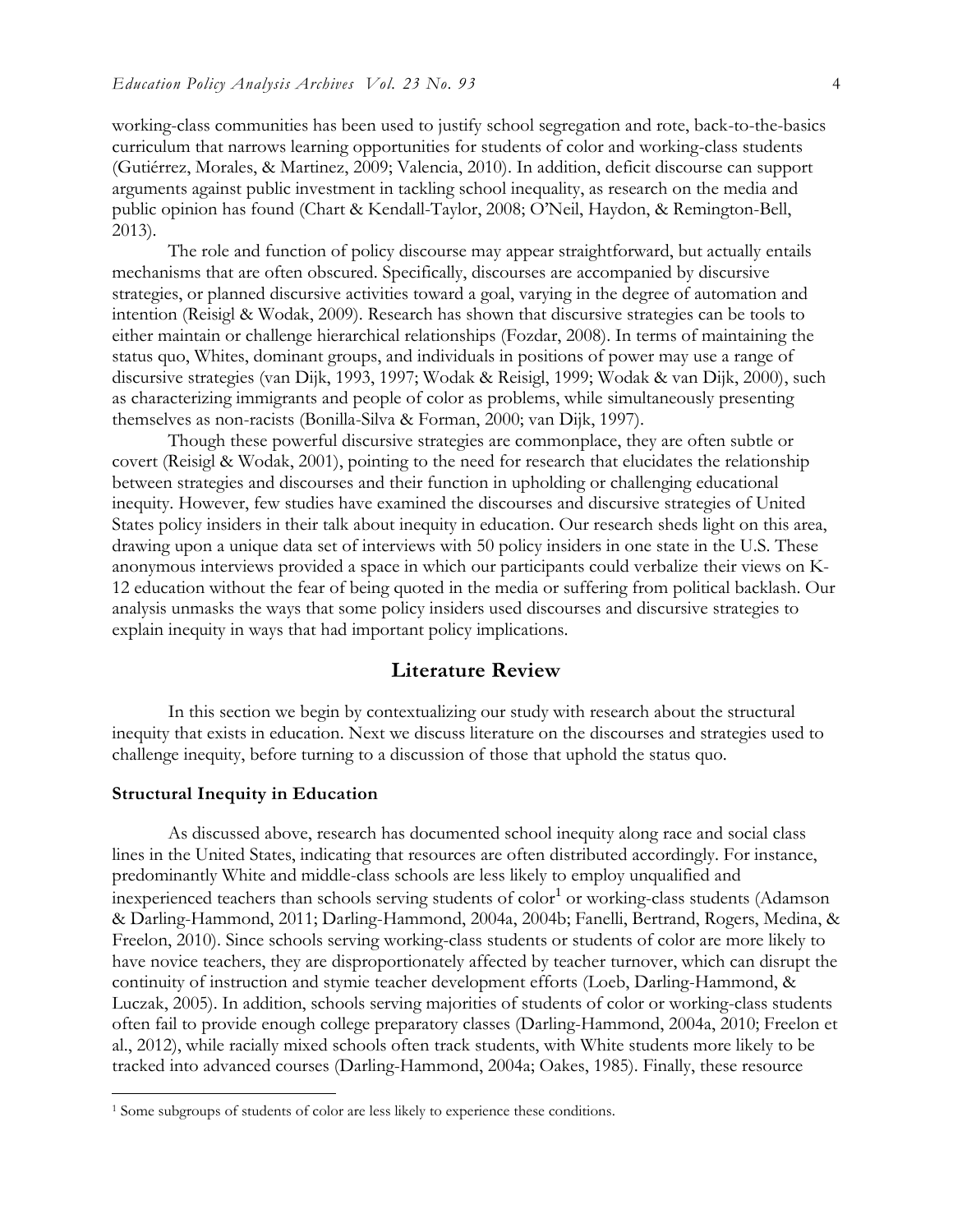working-class communities has been used to justify school segregation and rote, back-to-the-basics curriculum that narrows learning opportunities for students of color and working-class students (Gutiérrez, Morales, & Martinez, 2009; Valencia, 2010). In addition, deficit discourse can support arguments against public investment in tackling school inequality, as research on the media and public opinion has found (Chart & Kendall-Taylor, 2008; O'Neil, Haydon, & Remington-Bell, 2013).

The role and function of policy discourse may appear straightforward, but actually entails mechanisms that are often obscured. Specifically, discourses are accompanied by discursive strategies, or planned discursive activities toward a goal, varying in the degree of automation and intention (Reisigl & Wodak, 2009). Research has shown that discursive strategies can be tools to either maintain or challenge hierarchical relationships (Fozdar, 2008). In terms of maintaining the status quo, Whites, dominant groups, and individuals in positions of power may use a range of discursive strategies (van Dijk, 1993, 1997; Wodak & Reisigl, 1999; Wodak & van Dijk, 2000), such as characterizing immigrants and people of color as problems, while simultaneously presenting themselves as non-racists (Bonilla-Silva & Forman, 2000; van Dijk, 1997).

Though these powerful discursive strategies are commonplace, they are often subtle or covert (Reisigl & Wodak, 2001), pointing to the need for research that elucidates the relationship between strategies and discourses and their function in upholding or challenging educational inequity. However, few studies have examined the discourses and discursive strategies of United States policy insiders in their talk about inequity in education. Our research sheds light on this area, drawing upon a unique data set of interviews with 50 policy insiders in one state in the U.S. These anonymous interviews provided a space in which our participants could verbalize their views on K-12 education without the fear of being quoted in the media or suffering from political backlash. Our analysis unmasks the ways that some policy insiders used discourses and discursive strategies to explain inequity in ways that had important policy implications.

## Literature Review

In this section we begin by contextualizing our study with research about the structural inequity that exists in education. Next we discuss literature on the discourses and strategies used to challenge inequity, before turning to a discussion of those that uphold the status quo.

### Structural Inequity in Education

As discussed above, research has documented school inequity along race and social class lines in the United States, indicating that resources are often distributed accordingly. For instance, predominantly White and middle-class schools are less likely to employ unqualified and inexperienced teachers than schools serving students of color[1] or working-class students (Adamson & Darling-Hammond, 2011; Darling-Hammond, 2004a, 2004b; Fanelli, Bertrand, Rogers, Medina, & Freelon, 2010). Since schools serving working-class students or students of color are more likely to have novice teachers, they are disproportionately affected by teacher turnover, which can disrupt the continuity of instruction and stymie teacher development efforts (Loeb, Darling-Hammond, & Luczak, 2005). In addition, schools serving majorities of students of color or working-class students often fail to provide enough college preparatory classes (Darling-Hammond, 2004a, 2010; Freelon et al., 2012), while racially mixed schools often track students, with White students more likely to be tracked into advanced courses (Darling-Hammond, 2004a; Oakes, 1985). Finally, these resource

[1] Some subgroups of students of color are less likely to experience these conditions.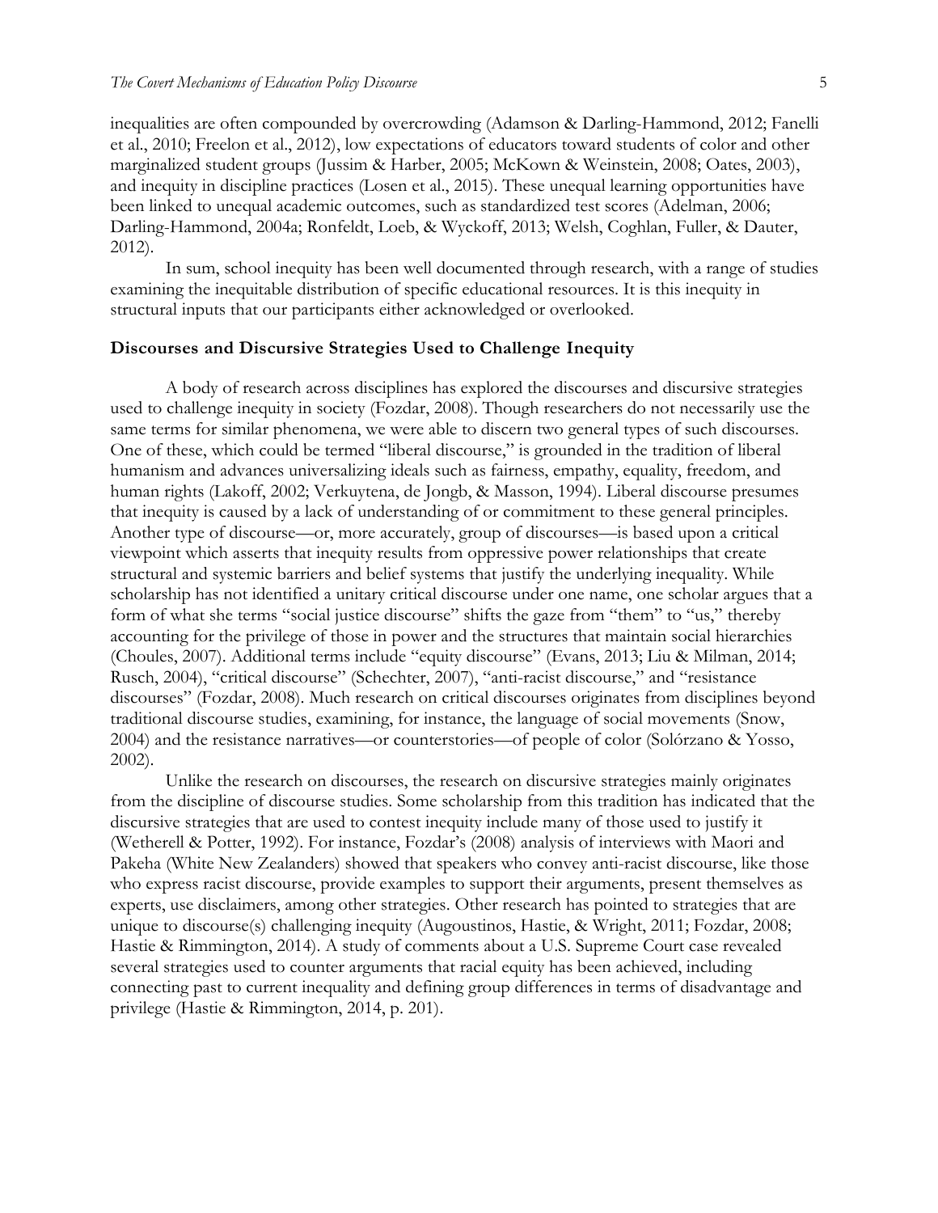inequalities are often compounded by overcrowding (Adamson & Darling-Hammond, 2012; Fanelli et al., 2010; Freelon et al., 2012), low expectations of educators toward students of color and other marginalized student groups (Jussim & Harber, 2005; McKown & Weinstein, 2008; Oates, 2003), and inequity in discipline practices (Losen et al., 2015). These unequal learning opportunities have been linked to unequal academic outcomes, such as standardized test scores (Adelman, 2006; Darling-Hammond, 2004a; Ronfeldt, Loeb, & Wyckoff, 2013; Welsh, Coghlan, Fuller, & Dauter, 2012).

In sum, school inequity has been well documented through research, with a range of studies examining the inequitable distribution of specific educational resources. It is this inequity in structural inputs that our participants either acknowledged or overlooked.

### Discourses and Discursive Strategies Used to Challenge Inequity

A body of research across disciplines has explored the discourses and discursive strategies used to challenge inequity in society (Fozdar, 2008). Though researchers do not necessarily use the same terms for similar phenomena, we were able to discern two general types of such discourses. One of these, which could be termed "liberal discourse," is grounded in the tradition of liberal humanism and advances universalizing ideals such as fairness, empathy, equality, freedom, and human rights (Lakoff, 2002; Verkuytena, de Jongb, & Masson, 1994). Liberal discourse presumes that inequity is caused by a lack of understanding of or commitment to these general principles. Another type of discourse—or, more accurately, group of discourses—is based upon a critical viewpoint which asserts that inequity results from oppressive power relationships that create structural and systemic barriers and belief systems that justify the underlying inequality. While scholarship has not identified a unitary critical discourse under one name, one scholar argues that a form of what she terms "social justice discourse" shifts the gaze from "them" to "us," thereby accounting for the privilege of those in power and the structures that maintain social hierarchies (Choules, 2007). Additional terms include "equity discourse" (Evans, 2013; Liu & Milman, 2014; Rusch, 2004), "critical discourse" (Schechter, 2007), "anti-racist discourse," and "resistance discourses" (Fozdar, 2008). Much research on critical discourses originates from disciplines beyond traditional discourse studies, examining, for instance, the language of social movements (Snow, 2004) and the resistance narratives—or counterstories—of people of color (Solórzano & Yosso, 2002).

Unlike the research on discourses, the research on discursive strategies mainly originates from the discipline of discourse studies. Some scholarship from this tradition has indicated that the discursive strategies that are used to contest inequity include many of those used to justify it (Wetherell & Potter, 1992). For instance, Fozdar's (2008) analysis of interviews with Maori and Pakeha (White New Zealanders) showed that speakers who convey anti-racist discourse, like those who express racist discourse, provide examples to support their arguments, present themselves as experts, use disclaimers, among other strategies. Other research has pointed to strategies that are unique to discourse(s) challenging inequity (Augoustinos, Hastie, & Wright, 2011; Fozdar, 2008; Hastie & Rimmington, 2014). A study of comments about a U.S. Supreme Court case revealed several strategies used to counter arguments that racial equity has been achieved, including connecting past to current inequality and defining group differences in terms of disadvantage and privilege (Hastie & Rimmington, 2014, p. 201).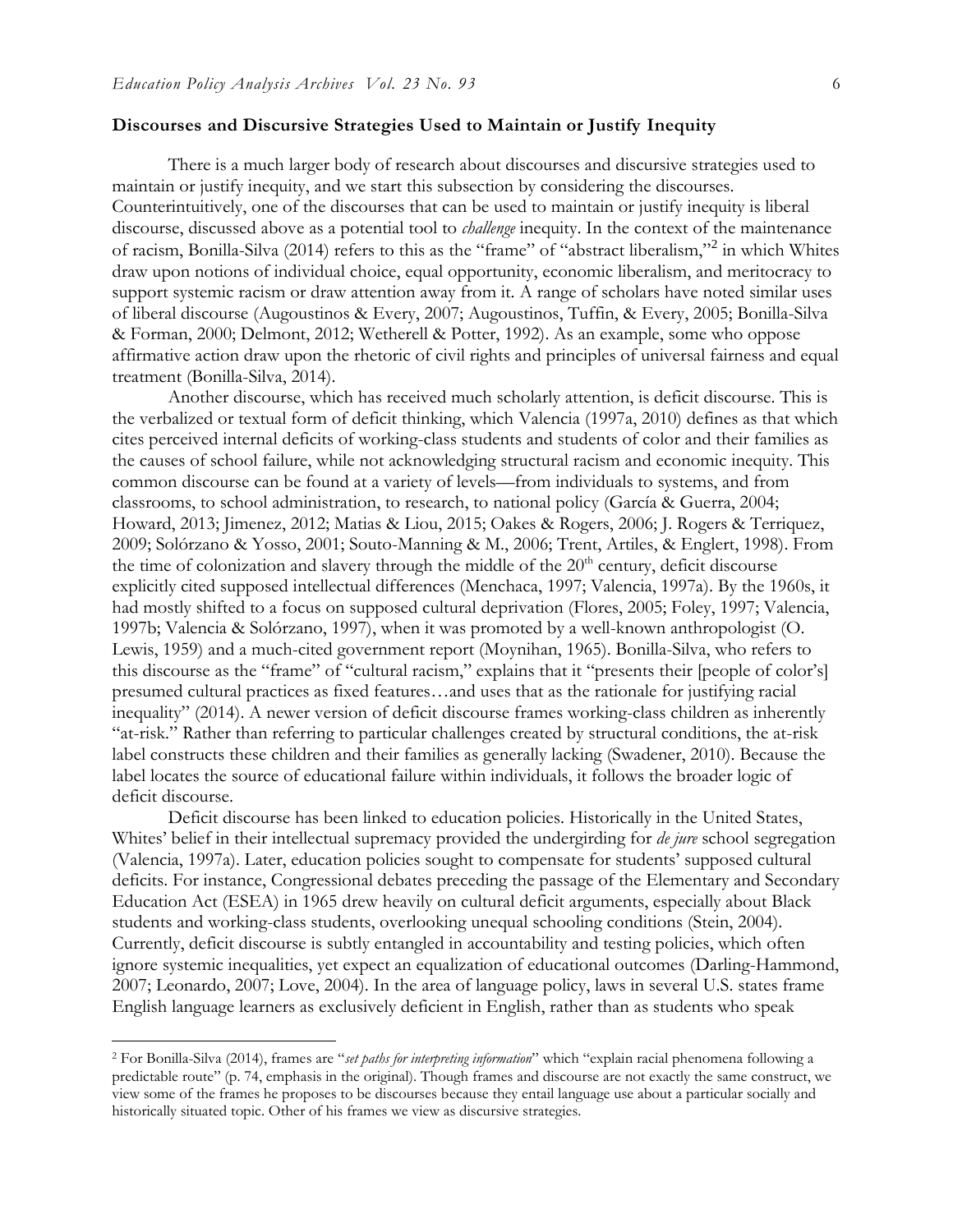**Discourses and Discursive Strategies Used to Maintain or Justify Inequity**

There is a much larger body of research about discourses and discursive strategies used to maintain or justify inequity, and we start this subsection by considering the discourses. Counterintuitively, one of the discourses that can be used to maintain or justify inequity is liberal discourse, discussed above as a potential tool to *challenge* inequity. In the context of the maintenance of racism, Bonilla-Silva (2014) refers to this as the "frame" of "abstract liberalism,"[2] in which Whites draw upon notions of individual choice, equal opportunity, economic liberalism, and meritocracy to support systemic racism or draw attention away from it. A range of scholars have noted similar uses of liberal discourse (Augoustinos & Every, 2007; Augoustinos, Tuffin, & Every, 2005; Bonilla-Silva & Forman, 2000; Delmont, 2012; Wetherell & Potter, 1992). As an example, some who oppose affirmative action draw upon the rhetoric of civil rights and principles of universal fairness and equal treatment (Bonilla-Silva, 2014).

Another discourse, which has received much scholarly attention, is deficit discourse. This is the verbalized or textual form of deficit thinking, which Valencia (1997a, 2010) defines as that which cites perceived internal deficits of working-class students and students of color and their families as the causes of school failure, while not acknowledging structural racism and economic inequity. This common discourse can be found at a variety of levels—from individuals to systems, and from classrooms, to school administration, to research, to national policy (García & Guerra, 2004; Howard, 2013; Jimenez, 2012; Matias & Liou, 2015; Oakes & Rogers, 2006; J. Rogers & Terriquez, 2009; Solórzano & Yosso, 2001; Souto-Manning & M., 2006; Trent, Artiles, & Englert, 1998). From the time of colonization and slavery through the middle of the 20th century, deficit discourse explicitly cited supposed intellectual differences (Menchaca, 1997; Valencia, 1997a). By the 1960s, it had mostly shifted to a focus on supposed cultural deprivation (Flores, 2005; Foley, 1997; Valencia, 1997b; Valencia & Solórzano, 1997), when it was promoted by a well-known anthropologist (O. Lewis, 1959) and a much-cited government report (Moynihan, 1965). Bonilla-Silva, who refers to this discourse as the "frame" of "cultural racism," explains that it "presents their [people of color's] presumed cultural practices as fixed features…and uses that as the rationale for justifying racial inequality" (2014). A newer version of deficit discourse frames working-class children as inherently "at-risk." Rather than referring to particular challenges created by structural conditions, the at-risk label constructs these children and their families as generally lacking (Swadener, 2010). Because the label locates the source of educational failure within individuals, it follows the broader logic of deficit discourse.

Deficit discourse has been linked to education policies. Historically in the United States, Whites' belief in their intellectual supremacy provided the undergirding for *de jure* school segregation (Valencia, 1997a). Later, education policies sought to compensate for students' supposed cultural deficits. For instance, Congressional debates preceding the passage of the Elementary and Secondary Education Act (ESEA) in 1965 drew heavily on cultural deficit arguments, especially about Black students and working-class students, overlooking unequal schooling conditions (Stein, 2004). Currently, deficit discourse is subtly entangled in accountability and testing policies, which often ignore systemic inequalities, yet expect an equalization of educational outcomes (Darling-Hammond, 2007; Leonardo, 2007; Love, 2004). In the area of language policy, laws in several U.S. states frame English language learners as exclusively deficient in English, rather than as students who speak

---

[2] For Bonilla-Silva (2014), frames are "*set paths for interpreting information*" which "explain racial phenomena following a predictable route" (p. 74, emphasis in the original). Though frames and discourse are not exactly the same construct, we view some of the frames he proposes to be discourses because they entail language use about a particular socially and historically situated topic. Other of his frames we view as discursive strategies.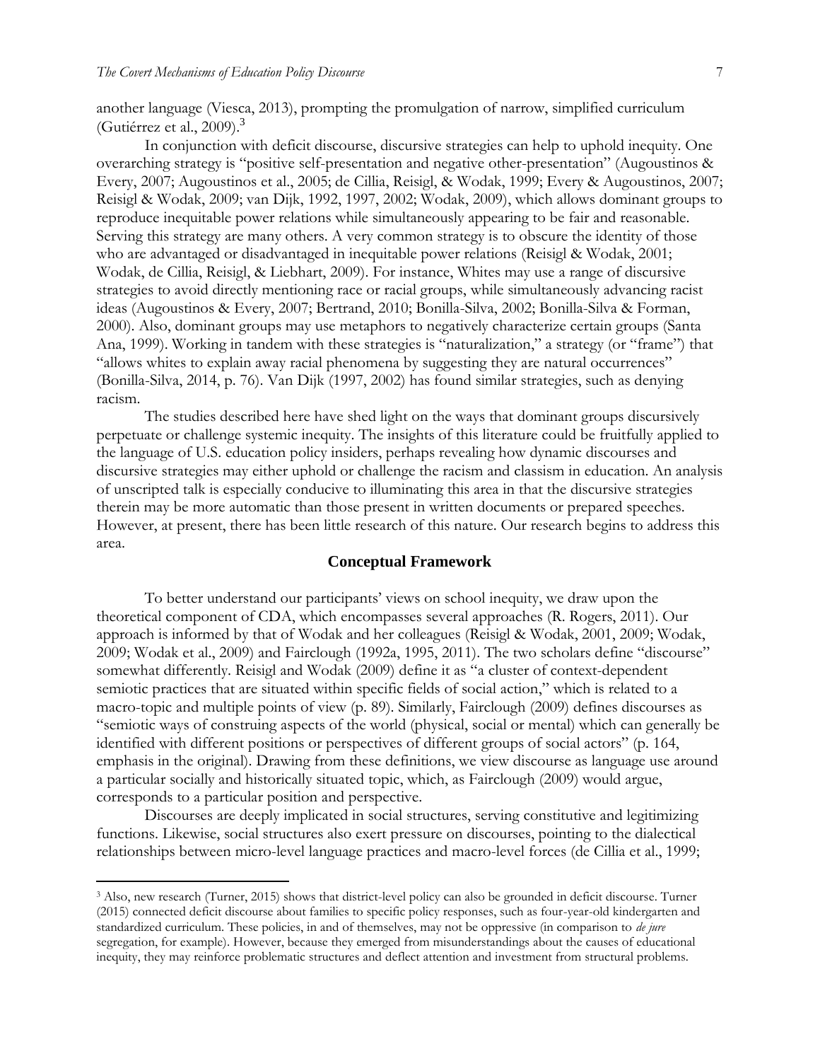another language (Viesca, 2013), prompting the promulgation of narrow, simplified curriculum (Gutiérrez et al., 2009).[3]

In conjunction with deficit discourse, discursive strategies can help to uphold inequity. One overarching strategy is "positive self-presentation and negative other-presentation" (Augoustinos & Every, 2007; Augoustinos et al., 2005; de Cillia, Reisigl, & Wodak, 1999; Every & Augoustinos, 2007; Reisigl & Wodak, 2009; van Dijk, 1992, 1997, 2002; Wodak, 2009), which allows dominant groups to reproduce inequitable power relations while simultaneously appearing to be fair and reasonable. Serving this strategy are many others. A very common strategy is to obscure the identity of those who are advantaged or disadvantaged in inequitable power relations (Reisigl & Wodak, 2001; Wodak, de Cillia, Reisigl, & Liebhart, 2009). For instance, Whites may use a range of discursive strategies to avoid directly mentioning race or racial groups, while simultaneously advancing racist ideas (Augoustinos & Every, 2007; Bertrand, 2010; Bonilla-Silva, 2002; Bonilla-Silva & Forman, 2000). Also, dominant groups may use metaphors to negatively characterize certain groups (Santa Ana, 1999). Working in tandem with these strategies is "naturalization," a strategy (or "frame") that "allows whites to explain away racial phenomena by suggesting they are natural occurrences" (Bonilla-Silva, 2014, p. 76). Van Dijk (1997, 2002) has found similar strategies, such as denying racism.

The studies described here have shed light on the ways that dominant groups discursively perpetuate or challenge systemic inequity. The insights of this literature could be fruitfully applied to the language of U.S. education policy insiders, perhaps revealing how dynamic discourses and discursive strategies may either uphold or challenge the racism and classism in education. An analysis of unscripted talk is especially conducive to illuminating this area in that the discursive strategies therein may be more automatic than those present in written documents or prepared speeches. However, at present, there has been little research of this nature. Our research begins to address this area.

## Conceptual Framework

To better understand our participants' views on school inequity, we draw upon the theoretical component of CDA, which encompasses several approaches (R. Rogers, 2011). Our approach is informed by that of Wodak and her colleagues (Reisigl & Wodak, 2001, 2009; Wodak, 2009; Wodak et al., 2009) and Fairclough (1992a, 1995, 2011). The two scholars define "discourse" somewhat differently. Reisigl and Wodak (2009) define it as "a cluster of context-dependent semiotic practices that are situated within specific fields of social action," which is related to a macro-topic and multiple points of view (p. 89). Similarly, Fairclough (2009) defines discourses as "semiotic ways of construing aspects of the world (physical, social or mental) which can generally be identified with different positions or perspectives of different groups of social actors" (p. 164, emphasis in the original). Drawing from these definitions, we view discourse as language use around a particular socially and historically situated topic, which, as Fairclough (2009) would argue, corresponds to a particular position and perspective.

Discourses are deeply implicated in social structures, serving constitutive and legitimizing functions. Likewise, social structures also exert pressure on discourses, pointing to the dialectical relationships between micro-level language practices and macro-level forces (de Cillia et al., 1999;

---

[3] Also, new research (Turner, 2015) shows that district-level policy can also be grounded in deficit discourse. Turner (2015) connected deficit discourse about families to specific policy responses, such as four-year-old kindergarten and standardized curriculum. These policies, in and of themselves, may not be oppressive (in comparison to *de jure* segregation, for example). However, because they emerged from misunderstandings about the causes of educational inequity, they may reinforce problematic structures and deflect attention and investment from structural problems.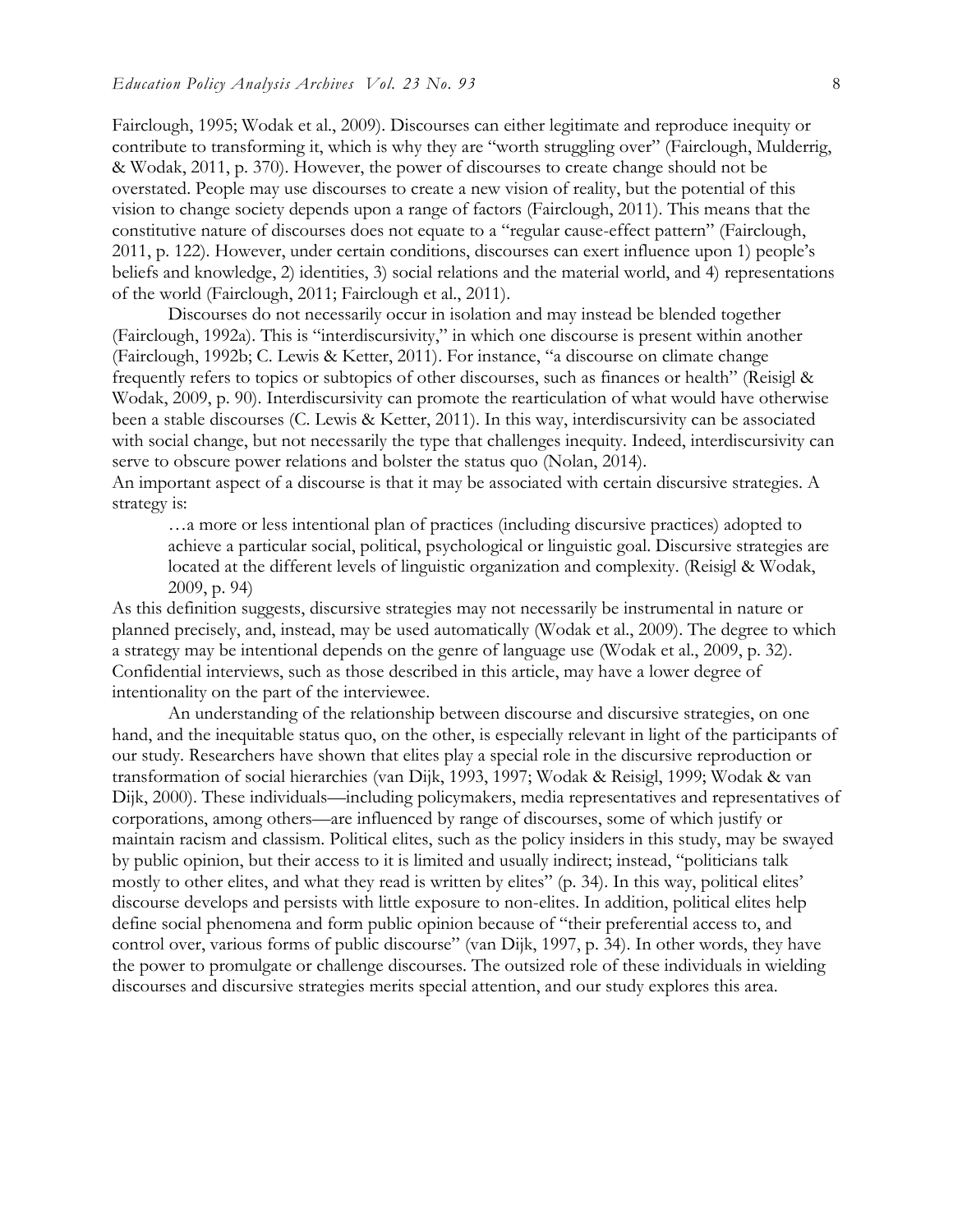Fairclough, 1995; Wodak et al., 2009). Discourses can either legitimate and reproduce inequity or contribute to transforming it, which is why they are "worth struggling over" (Fairclough, Mulderrig, & Wodak, 2011, p. 370). However, the power of discourses to create change should not be overstated. People may use discourses to create a new vision of reality, but the potential of this vision to change society depends upon a range of factors (Fairclough, 2011). This means that the constitutive nature of discourses does not equate to a "regular cause-effect pattern" (Fairclough, 2011, p. 122). However, under certain conditions, discourses can exert influence upon 1) people's beliefs and knowledge, 2) identities, 3) social relations and the material world, and 4) representations of the world (Fairclough, 2011; Fairclough et al., 2011).

Discourses do not necessarily occur in isolation and may instead be blended together (Fairclough, 1992a). This is "interdiscursivity," in which one discourse is present within another (Fairclough, 1992b; C. Lewis & Ketter, 2011). For instance, "a discourse on climate change frequently refers to topics or subtopics of other discourses, such as finances or health" (Reisigl & Wodak, 2009, p. 90). Interdiscursivity can promote the rearticulation of what would have otherwise been a stable discourses (C. Lewis & Ketter, 2011). In this way, interdiscursivity can be associated with social change, but not necessarily the type that challenges inequity. Indeed, interdiscursivity can serve to obscure power relations and bolster the status quo (Nolan, 2014).

An important aspect of a discourse is that it may be associated with certain discursive strategies. A strategy is:

> …a more or less intentional plan of practices (including discursive practices) adopted to achieve a particular social, political, psychological or linguistic goal. Discursive strategies are located at the different levels of linguistic organization and complexity. (Reisigl & Wodak, 2009, p. 94)

As this definition suggests, discursive strategies may not necessarily be instrumental in nature or planned precisely, and, instead, may be used automatically (Wodak et al., 2009). The degree to which a strategy may be intentional depends on the genre of language use (Wodak et al., 2009, p. 32). Confidential interviews, such as those described in this article, may have a lower degree of intentionality on the part of the interviewee.

An understanding of the relationship between discourse and discursive strategies, on one hand, and the inequitable status quo, on the other, is especially relevant in light of the participants of our study. Researchers have shown that elites play a special role in the discursive reproduction or transformation of social hierarchies (van Dijk, 1993, 1997; Wodak & Reisigl, 1999; Wodak & van Dijk, 2000). These individuals—including policymakers, media representatives and representatives of corporations, among others—are influenced by range of discourses, some of which justify or maintain racism and classism. Political elites, such as the policy insiders in this study, may be swayed by public opinion, but their access to it is limited and usually indirect; instead, "politicians talk mostly to other elites, and what they read is written by elites" (p. 34). In this way, political elites' discourse develops and persists with little exposure to non-elites. In addition, political elites help define social phenomena and form public opinion because of "their preferential access to, and control over, various forms of public discourse" (van Dijk, 1997, p. 34). In other words, they have the power to promulgate or challenge discourses. The outsized role of these individuals in wielding discourses and discursive strategies merits special attention, and our study explores this area.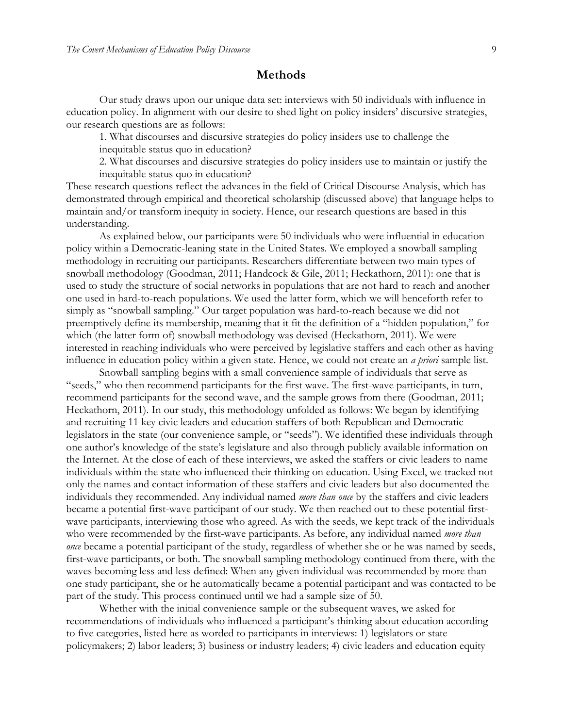## Methods

Our study draws upon our unique data set: interviews with 50 individuals with influence in education policy. In alignment with our desire to shed light on policy insiders' discursive strategies, our research questions are as follows:

1. What discourses and discursive strategies do policy insiders use to challenge the inequitable status quo in education?
2. What discourses and discursive strategies do policy insiders use to maintain or justify the inequitable status quo in education?

These research questions reflect the advances in the field of Critical Discourse Analysis, which has demonstrated through empirical and theoretical scholarship (discussed above) that language helps to maintain and/or transform inequity in society. Hence, our research questions are based in this understanding.

As explained below, our participants were 50 individuals who were influential in education policy within a Democratic-leaning state in the United States. We employed a snowball sampling methodology in recruiting our participants. Researchers differentiate between two main types of snowball methodology (Goodman, 2011; Handcock & Gile, 2011; Heckathorn, 2011): one that is used to study the structure of social networks in populations that are not hard to reach and another one used in hard-to-reach populations. We used the latter form, which we will henceforth refer to simply as "snowball sampling." Our target population was hard-to-reach because we did not preemptively define its membership, meaning that it fit the definition of a "hidden population," for which (the latter form of) snowball methodology was devised (Heckathorn, 2011). We were interested in reaching individuals who were perceived by legislative staffers and each other as having influence in education policy within a given state. Hence, we could not create an *a priori* sample list.

Snowball sampling begins with a small convenience sample of individuals that serve as "seeds," who then recommend participants for the first wave. The first-wave participants, in turn, recommend participants for the second wave, and the sample grows from there (Goodman, 2011; Heckathorn, 2011). In our study, this methodology unfolded as follows: We began by identifying and recruiting 11 key civic leaders and education staffers of both Republican and Democratic legislators in the state (our convenience sample, or "seeds"). We identified these individuals through one author's knowledge of the state's legislature and also through publicly available information on the Internet. At the close of each of these interviews, we asked the staffers or civic leaders to name individuals within the state who influenced their thinking on education. Using Excel, we tracked not only the names and contact information of these staffers and civic leaders but also documented the individuals they recommended. Any individual named *more than once* by the staffers and civic leaders became a potential first-wave participant of our study. We then reached out to these potential first-wave participants, interviewing those who agreed. As with the seeds, we kept track of the individuals who were recommended by the first-wave participants. As before, any individual named *more than once* became a potential participant of the study, regardless of whether she or he was named by seeds, first-wave participants, or both. The snowball sampling methodology continued from there, with the waves becoming less and less defined: When any given individual was recommended by more than one study participant, she or he automatically became a potential participant and was contacted to be part of the study. This process continued until we had a sample size of 50.

Whether with the initial convenience sample or the subsequent waves, we asked for recommendations of individuals who influenced a participant's thinking about education according to five categories, listed here as worded to participants in interviews: 1) legislators or state policymakers; 2) labor leaders; 3) business or industry leaders; 4) civic leaders and education equity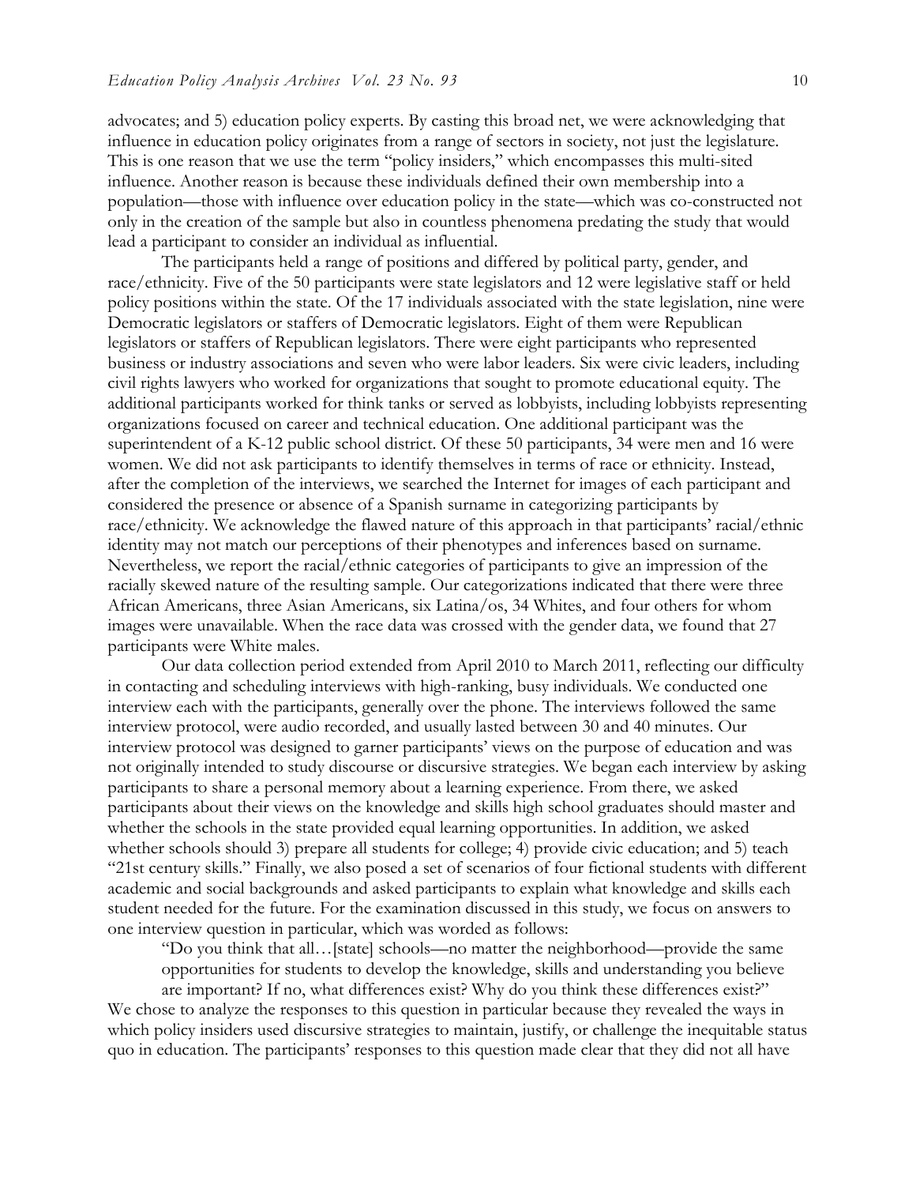advocates; and 5) education policy experts. By casting this broad net, we were acknowledging that influence in education policy originates from a range of sectors in society, not just the legislature. This is one reason that we use the term "policy insiders," which encompasses this multi-sited influence. Another reason is because these individuals defined their own membership into a population—those with influence over education policy in the state—which was co-constructed not only in the creation of the sample but also in countless phenomena predating the study that would lead a participant to consider an individual as influential.

The participants held a range of positions and differed by political party, gender, and race/ethnicity. Five of the 50 participants were state legislators and 12 were legislative staff or held policy positions within the state. Of the 17 individuals associated with the state legislation, nine were Democratic legislators or staffers of Democratic legislators. Eight of them were Republican legislators or staffers of Republican legislators. There were eight participants who represented business or industry associations and seven who were labor leaders. Six were civic leaders, including civil rights lawyers who worked for organizations that sought to promote educational equity. The additional participants worked for think tanks or served as lobbyists, including lobbyists representing organizations focused on career and technical education. One additional participant was the superintendent of a K-12 public school district. Of these 50 participants, 34 were men and 16 were women. We did not ask participants to identify themselves in terms of race or ethnicity. Instead, after the completion of the interviews, we searched the Internet for images of each participant and considered the presence or absence of a Spanish surname in categorizing participants by race/ethnicity. We acknowledge the flawed nature of this approach in that participants' racial/ethnic identity may not match our perceptions of their phenotypes and inferences based on surname. Nevertheless, we report the racial/ethnic categories of participants to give an impression of the racially skewed nature of the resulting sample. Our categorizations indicated that there were three African Americans, three Asian Americans, six Latina/os, 34 Whites, and four others for whom images were unavailable. When the race data was crossed with the gender data, we found that 27 participants were White males.

Our data collection period extended from April 2010 to March 2011, reflecting our difficulty in contacting and scheduling interviews with high-ranking, busy individuals. We conducted one interview each with the participants, generally over the phone. The interviews followed the same interview protocol, were audio recorded, and usually lasted between 30 and 40 minutes. Our interview protocol was designed to garner participants' views on the purpose of education and was not originally intended to study discourse or discursive strategies. We began each interview by asking participants to share a personal memory about a learning experience. From there, we asked participants about their views on the knowledge and skills high school graduates should master and whether the schools in the state provided equal learning opportunities. In addition, we asked whether schools should 3) prepare all students for college; 4) provide civic education; and 5) teach "21st century skills." Finally, we also posed a set of scenarios of four fictional students with different academic and social backgrounds and asked participants to explain what knowledge and skills each student needed for the future. For the examination discussed in this study, we focus on answers to one interview question in particular, which was worded as follows:

> "Do you think that all…[state] schools—no matter the neighborhood—provide the same opportunities for students to develop the knowledge, skills and understanding you believe are important? If no, what differences exist? Why do you think these differences exist?"

We chose to analyze the responses to this question in particular because they revealed the ways in which policy insiders used discursive strategies to maintain, justify, or challenge the inequitable status quo in education. The participants' responses to this question made clear that they did not all have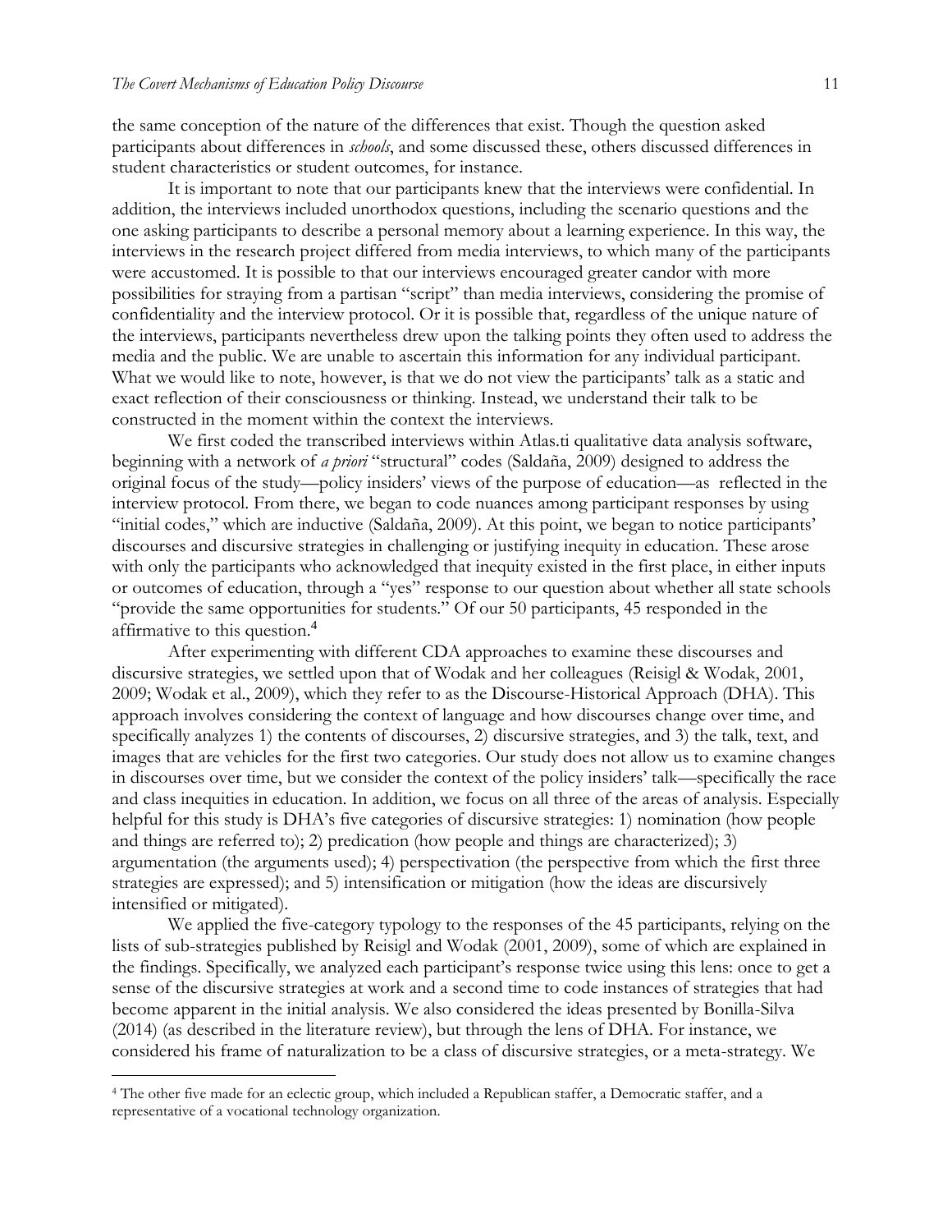the same conception of the nature of the differences that exist. Though the question asked participants about differences in *schools*, and some discussed these, others discussed differences in student characteristics or student outcomes, for instance.

It is important to note that our participants knew that the interviews were confidential. In addition, the interviews included unorthodox questions, including the scenario questions and the one asking participants to describe a personal memory about a learning experience. In this way, the interviews in the research project differed from media interviews, to which many of the participants were accustomed. It is possible to that our interviews encouraged greater candor with more possibilities for straying from a partisan "script" than media interviews, considering the promise of confidentiality and the interview protocol. Or it is possible that, regardless of the unique nature of the interviews, participants nevertheless drew upon the talking points they often used to address the media and the public. We are unable to ascertain this information for any individual participant. What we would like to note, however, is that we do not view the participants' talk as a static and exact reflection of their consciousness or thinking. Instead, we understand their talk to be constructed in the moment within the context the interviews.

We first coded the transcribed interviews within Atlas.ti qualitative data analysis software, beginning with a network of *a priori* "structural" codes (Saldaña, 2009) designed to address the original focus of the study—policy insiders' views of the purpose of education—as reflected in the interview protocol. From there, we began to code nuances among participant responses by using "initial codes," which are inductive (Saldaña, 2009). At this point, we began to notice participants' discourses and discursive strategies in challenging or justifying inequity in education. These arose with only the participants who acknowledged that inequity existed in the first place, in either inputs or outcomes of education, through a "yes" response to our question about whether all state schools "provide the same opportunities for students." Of our 50 participants, 45 responded in the affirmative to this question.[4]

After experimenting with different CDA approaches to examine these discourses and discursive strategies, we settled upon that of Wodak and her colleagues (Reisigl & Wodak, 2001, 2009; Wodak et al., 2009), which they refer to as the Discourse-Historical Approach (DHA). This approach involves considering the context of language and how discourses change over time, and specifically analyzes 1) the contents of discourses, 2) discursive strategies, and 3) the talk, text, and images that are vehicles for the first two categories. Our study does not allow us to examine changes in discourses over time, but we consider the context of the policy insiders' talk—specifically the race and class inequities in education. In addition, we focus on all three of the areas of analysis. Especially helpful for this study is DHA's five categories of discursive strategies: 1) nomination (how people and things are referred to); 2) predication (how people and things are characterized); 3) argumentation (the arguments used); 4) perspectivation (the perspective from which the first three strategies are expressed); and 5) intensification or mitigation (how the ideas are discursively intensified or mitigated).

We applied the five-category typology to the responses of the 45 participants, relying on the lists of sub-strategies published by Reisigl and Wodak (2001, 2009), some of which are explained in the findings. Specifically, we analyzed each participant's response twice using this lens: once to get a sense of the discursive strategies at work and a second time to code instances of strategies that had become apparent in the initial analysis. We also considered the ideas presented by Bonilla-Silva (2014) (as described in the literature review), but through the lens of DHA. For instance, we considered his frame of naturalization to be a class of discursive strategies, or a meta-strategy. We

---

[4] The other five made for an eclectic group, which included a Republican staffer, a Democratic staffer, and a representative of a vocational technology organization.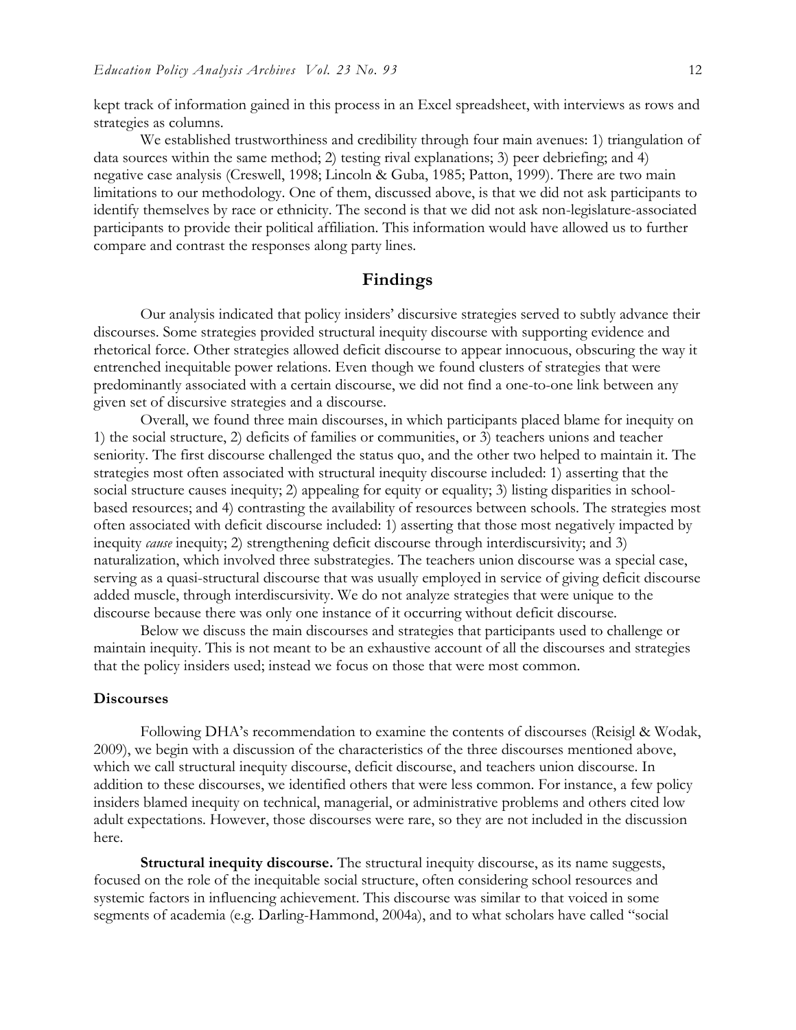kept track of information gained in this process in an Excel spreadsheet, with interviews as rows and strategies as columns.

We established trustworthiness and credibility through four main avenues: 1) triangulation of data sources within the same method; 2) testing rival explanations; 3) peer debriefing; and 4) negative case analysis (Creswell, 1998; Lincoln & Guba, 1985; Patton, 1999). There are two main limitations to our methodology. One of them, discussed above, is that we did not ask participants to identify themselves by race or ethnicity. The second is that we did not ask non-legislature-associated participants to provide their political affiliation. This information would have allowed us to further compare and contrast the responses along party lines.

## Findings

Our analysis indicated that policy insiders' discursive strategies served to subtly advance their discourses. Some strategies provided structural inequity discourse with supporting evidence and rhetorical force. Other strategies allowed deficit discourse to appear innocuous, obscuring the way it entrenched inequitable power relations. Even though we found clusters of strategies that were predominantly associated with a certain discourse, we did not find a one-to-one link between any given set of discursive strategies and a discourse.

Overall, we found three main discourses, in which participants placed blame for inequity on 1) the social structure, 2) deficits of families or communities, or 3) teachers unions and teacher seniority. The first discourse challenged the status quo, and the other two helped to maintain it. The strategies most often associated with structural inequity discourse included: 1) asserting that the social structure causes inequity; 2) appealing for equity or equality; 3) listing disparities in school-based resources; and 4) contrasting the availability of resources between schools. The strategies most often associated with deficit discourse included: 1) asserting that those most negatively impacted by inequity *cause* inequity; 2) strengthening deficit discourse through interdiscursivity; and 3) naturalization, which involved three substrategies. The teachers union discourse was a special case, serving as a quasi-structural discourse that was usually employed in service of giving deficit discourse added muscle, through interdiscursivity. We do not analyze strategies that were unique to the discourse because there was only one instance of it occurring without deficit discourse.

Below we discuss the main discourses and strategies that participants used to challenge or maintain inequity. This is not meant to be an exhaustive account of all the discourses and strategies that the policy insiders used; instead we focus on those that were most common.

### Discourses

Following DHA's recommendation to examine the contents of discourses (Reisigl & Wodak, 2009), we begin with a discussion of the characteristics of the three discourses mentioned above, which we call structural inequity discourse, deficit discourse, and teachers union discourse. In addition to these discourses, we identified others that were less common. For instance, a few policy insiders blamed inequity on technical, managerial, or administrative problems and others cited low adult expectations. However, those discourses were rare, so they are not included in the discussion here.

**Structural inequity discourse.** The structural inequity discourse, as its name suggests, focused on the role of the inequitable social structure, often considering school resources and systemic factors in influencing achievement. This discourse was similar to that voiced in some segments of academia (e.g. Darling-Hammond, 2004a), and to what scholars have called "social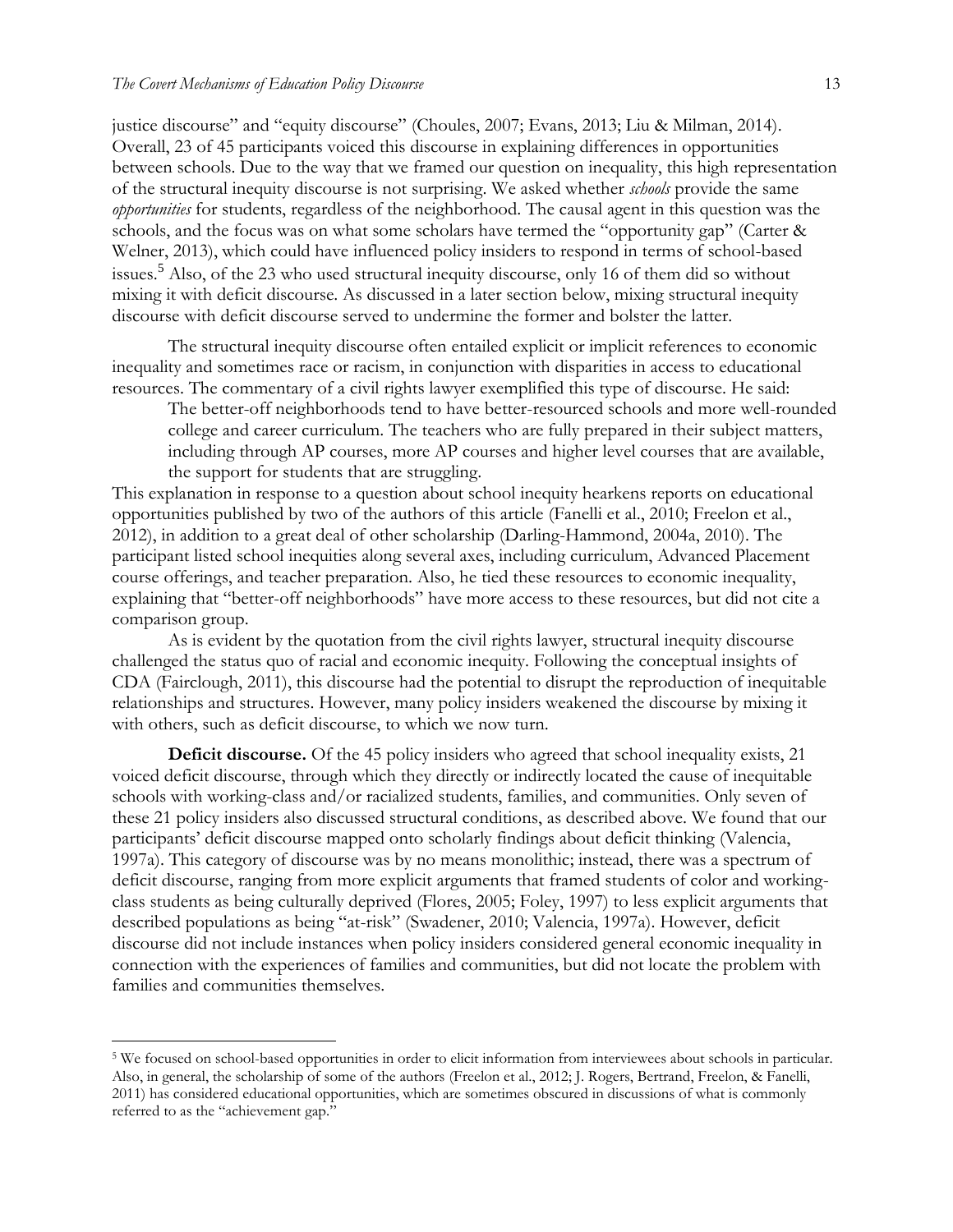justice discourse" and "equity discourse" (Choules, 2007; Evans, 2013; Liu & Milman, 2014). Overall, 23 of 45 participants voiced this discourse in explaining differences in opportunities between schools. Due to the way that we framed our question on inequality, this high representation of the structural inequity discourse is not surprising. We asked whether *schools* provide the same *opportunities* for students, regardless of the neighborhood. The causal agent in this question was the schools, and the focus was on what some scholars have termed the "opportunity gap" (Carter & Welner, 2013), which could have influenced policy insiders to respond in terms of school-based issues.[5] Also, of the 23 who used structural inequity discourse, only 16 of them did so without mixing it with deficit discourse. As discussed in a later section below, mixing structural inequity discourse with deficit discourse served to undermine the former and bolster the latter.

The structural inequity discourse often entailed explicit or implicit references to economic inequality and sometimes race or racism, in conjunction with disparities in access to educational resources. The commentary of a civil rights lawyer exemplified this type of discourse. He said:

> The better-off neighborhoods tend to have better-resourced schools and more well-rounded college and career curriculum. The teachers who are fully prepared in their subject matters, including through AP courses, more AP courses and higher level courses that are available, the support for students that are struggling.

This explanation in response to a question about school inequity hearkens reports on educational opportunities published by two of the authors of this article (Fanelli et al., 2010; Freelon et al., 2012), in addition to a great deal of other scholarship (Darling-Hammond, 2004a, 2010). The participant listed school inequities along several axes, including curriculum, Advanced Placement course offerings, and teacher preparation. Also, he tied these resources to economic inequality, explaining that "better-off neighborhoods" have more access to these resources, but did not cite a comparison group.

As is evident by the quotation from the civil rights lawyer, structural inequity discourse challenged the status quo of racial and economic inequity. Following the conceptual insights of CDA (Fairclough, 2011), this discourse had the potential to disrupt the reproduction of inequitable relationships and structures. However, many policy insiders weakened the discourse by mixing it with others, such as deficit discourse, to which we now turn.

**Deficit discourse.** Of the 45 policy insiders who agreed that school inequality exists, 21 voiced deficit discourse, through which they directly or indirectly located the cause of inequitable schools with working-class and/or racialized students, families, and communities. Only seven of these 21 policy insiders also discussed structural conditions, as described above. We found that our participants' deficit discourse mapped onto scholarly findings about deficit thinking (Valencia, 1997a). This category of discourse was by no means monolithic; instead, there was a spectrum of deficit discourse, ranging from more explicit arguments that framed students of color and working-class students as being culturally deprived (Flores, 2005; Foley, 1997) to less explicit arguments that described populations as being "at-risk" (Swadener, 2010; Valencia, 1997a). However, deficit discourse did not include instances when policy insiders considered general economic inequality in connection with the experiences of families and communities, but did not locate the problem with families and communities themselves.

---

[5] We focused on school-based opportunities in order to elicit information from interviewees about schools in particular. Also, in general, the scholarship of some of the authors (Freelon et al., 2012; J. Rogers, Bertrand, Freelon, & Fanelli, 2011) has considered educational opportunities, which are sometimes obscured in discussions of what is commonly referred to as the "achievement gap."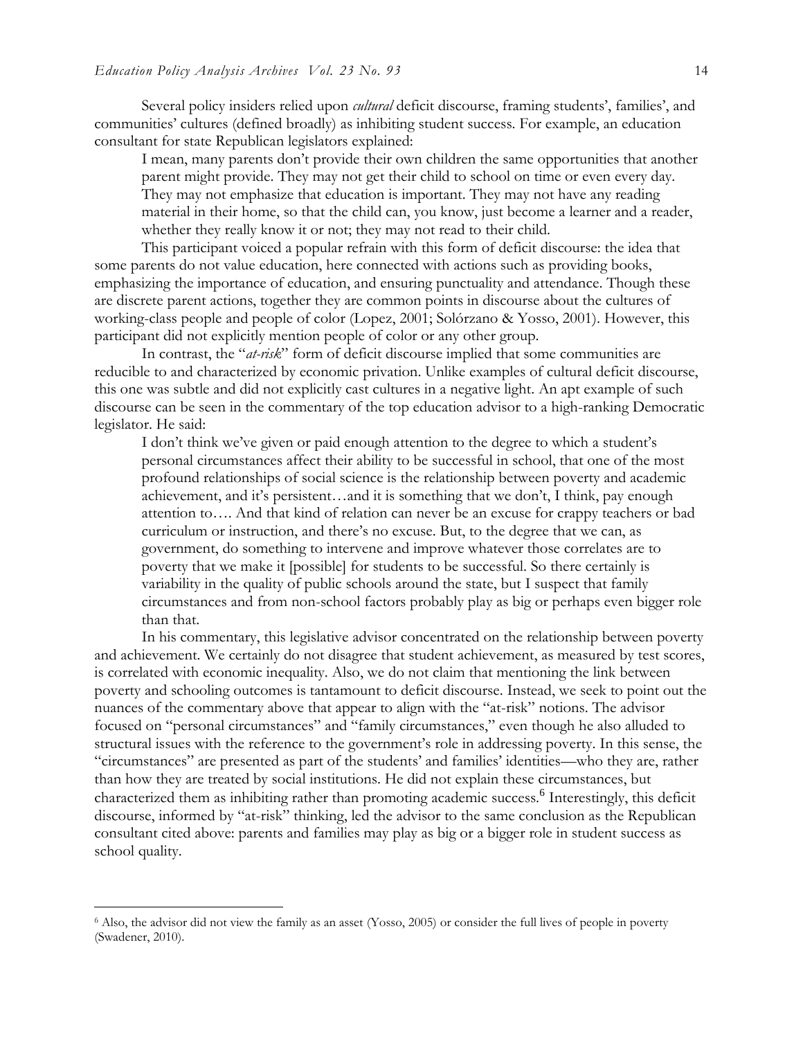Several policy insiders relied upon *cultural* deficit discourse, framing students', families', and communities' cultures (defined broadly) as inhibiting student success. For example, an education consultant for state Republican legislators explained:

> I mean, many parents don't provide their own children the same opportunities that another parent might provide. They may not get their child to school on time or even every day. They may not emphasize that education is important. They may not have any reading material in their home, so that the child can, you know, just become a learner and a reader, whether they really know it or not; they may not read to their child.

This participant voiced a popular refrain with this form of deficit discourse: the idea that some parents do not value education, here connected with actions such as providing books, emphasizing the importance of education, and ensuring punctuality and attendance. Though these are discrete parent actions, together they are common points in discourse about the cultures of working-class people and people of color (Lopez, 2001; Solórzano & Yosso, 2001). However, this participant did not explicitly mention people of color or any other group.

In contrast, the "*at-risk*" form of deficit discourse implied that some communities are reducible to and characterized by economic privation. Unlike examples of cultural deficit discourse, this one was subtle and did not explicitly cast cultures in a negative light. An apt example of such discourse can be seen in the commentary of the top education advisor to a high-ranking Democratic legislator. He said:

> I don't think we've given or paid enough attention to the degree to which a student's personal circumstances affect their ability to be successful in school, that one of the most profound relationships of social science is the relationship between poverty and academic achievement, and it's persistent…and it is something that we don't, I think, pay enough attention to…. And that kind of relation can never be an excuse for crappy teachers or bad curriculum or instruction, and there's no excuse. But, to the degree that we can, as government, do something to intervene and improve whatever those correlates are to poverty that we make it [possible] for students to be successful. So there certainly is variability in the quality of public schools around the state, but I suspect that family circumstances and from non-school factors probably play as big or perhaps even bigger role than that.

In his commentary, this legislative advisor concentrated on the relationship between poverty and achievement. We certainly do not disagree that student achievement, as measured by test scores, is correlated with economic inequality. Also, we do not claim that mentioning the link between poverty and schooling outcomes is tantamount to deficit discourse. Instead, we seek to point out the nuances of the commentary above that appear to align with the "at-risk" notions. The advisor focused on "personal circumstances" and "family circumstances," even though he also alluded to structural issues with the reference to the government's role in addressing poverty. In this sense, the "circumstances" are presented as part of the students' and families' identities—who they are, rather than how they are treated by social institutions. He did not explain these circumstances, but characterized them as inhibiting rather than promoting academic success.[6] Interestingly, this deficit discourse, informed by "at-risk" thinking, led the advisor to the same conclusion as the Republican consultant cited above: parents and families may play as big or a bigger role in student success as school quality.

---

[6] Also, the advisor did not view the family as an asset (Yosso, 2005) or consider the full lives of people in poverty (Swadener, 2010).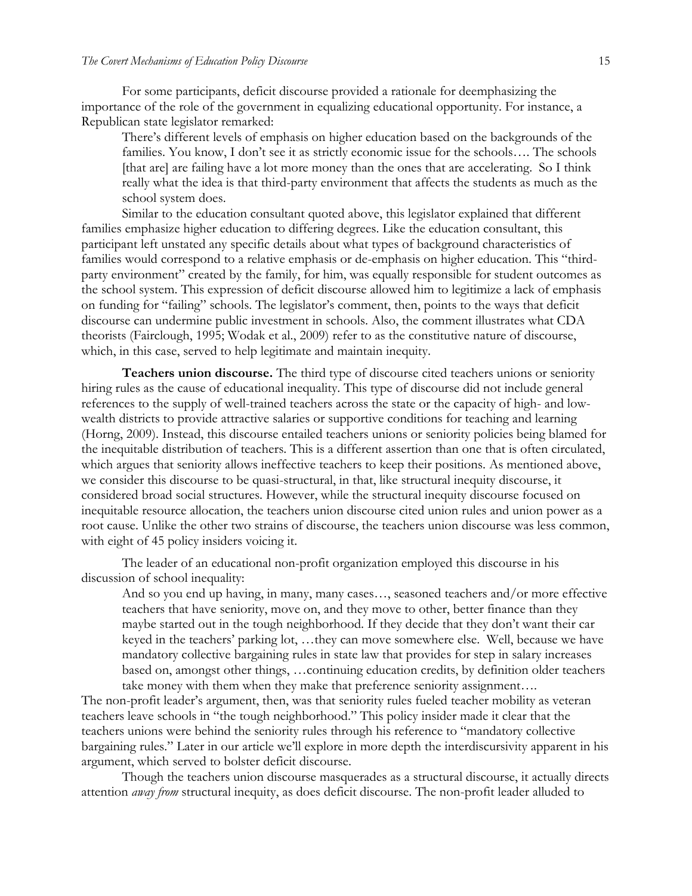For some participants, deficit discourse provided a rationale for deemphasizing the importance of the role of the government in equalizing educational opportunity. For instance, a Republican state legislator remarked:

> There's different levels of emphasis on higher education based on the backgrounds of the families. You know, I don't see it as strictly economic issue for the schools…. The schools [that are] are failing have a lot more money than the ones that are accelerating. So I think really what the idea is that third-party environment that affects the students as much as the school system does.

Similar to the education consultant quoted above, this legislator explained that different families emphasize higher education to differing degrees. Like the education consultant, this participant left unstated any specific details about what types of background characteristics of families would correspond to a relative emphasis or de-emphasis on higher education. This "third-party environment" created by the family, for him, was equally responsible for student outcomes as the school system. This expression of deficit discourse allowed him to legitimize a lack of emphasis on funding for "failing" schools. The legislator's comment, then, points to the ways that deficit discourse can undermine public investment in schools. Also, the comment illustrates what CDA theorists (Fairclough, 1995; Wodak et al., 2009) refer to as the constitutive nature of discourse, which, in this case, served to help legitimate and maintain inequity.

**Teachers union discourse.** The third type of discourse cited teachers unions or seniority hiring rules as the cause of educational inequality. This type of discourse did not include general references to the supply of well-trained teachers across the state or the capacity of high- and low-wealth districts to provide attractive salaries or supportive conditions for teaching and learning (Horng, 2009). Instead, this discourse entailed teachers unions or seniority policies being blamed for the inequitable distribution of teachers. This is a different assertion than one that is often circulated, which argues that seniority allows ineffective teachers to keep their positions. As mentioned above, we consider this discourse to be quasi-structural, in that, like structural inequity discourse, it considered broad social structures. However, while the structural inequity discourse focused on inequitable resource allocation, the teachers union discourse cited union rules and union power as a root cause. Unlike the other two strains of discourse, the teachers union discourse was less common, with eight of 45 policy insiders voicing it.

The leader of an educational non-profit organization employed this discourse in his discussion of school inequality:

> And so you end up having, in many, many cases…, seasoned teachers and/or more effective teachers that have seniority, move on, and they move to other, better finance than they maybe started out in the tough neighborhood. If they decide that they don't want their car keyed in the teachers' parking lot, …they can move somewhere else. Well, because we have mandatory collective bargaining rules in state law that provides for step in salary increases based on, amongst other things, …continuing education credits, by definition older teachers take money with them when they make that preference seniority assignment….

The non-profit leader's argument, then, was that seniority rules fueled teacher mobility as veteran teachers leave schools in "the tough neighborhood." This policy insider made it clear that the teachers unions were behind the seniority rules through his reference to "mandatory collective bargaining rules." Later in our article we'll explore in more depth the interdiscursivity apparent in his argument, which served to bolster deficit discourse.

Though the teachers union discourse masquerades as a structural discourse, it actually directs attention *away from* structural inequity, as does deficit discourse. The non-profit leader alluded to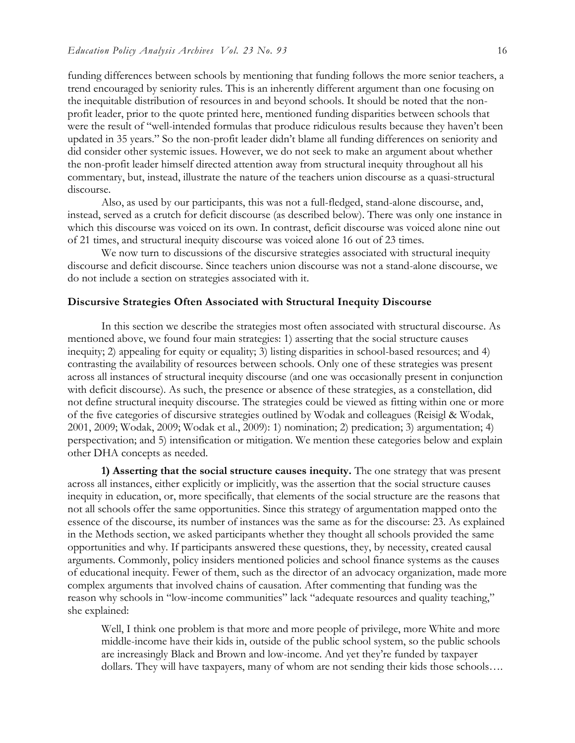funding differences between schools by mentioning that funding follows the more senior teachers, a trend encouraged by seniority rules. This is an inherently different argument than one focusing on the inequitable distribution of resources in and beyond schools. It should be noted that the non-profit leader, prior to the quote printed here, mentioned funding disparities between schools that were the result of "well-intended formulas that produce ridiculous results because they haven't been updated in 35 years." So the non-profit leader didn't blame all funding differences on seniority and did consider other systemic issues. However, we do not seek to make an argument about whether the non-profit leader himself directed attention away from structural inequity throughout all his commentary, but, instead, illustrate the nature of the teachers union discourse as a quasi-structural discourse.

Also, as used by our participants, this was not a full-fledged, stand-alone discourse, and, instead, served as a crutch for deficit discourse (as described below). There was only one instance in which this discourse was voiced on its own. In contrast, deficit discourse was voiced alone nine out of 21 times, and structural inequity discourse was voiced alone 16 out of 23 times.

We now turn to discussions of the discursive strategies associated with structural inequity discourse and deficit discourse. Since teachers union discourse was not a stand-alone discourse, we do not include a section on strategies associated with it.

### Discursive Strategies Often Associated with Structural Inequity Discourse

In this section we describe the strategies most often associated with structural discourse. As mentioned above, we found four main strategies: 1) asserting that the social structure causes inequity; 2) appealing for equity or equality; 3) listing disparities in school-based resources; and 4) contrasting the availability of resources between schools. Only one of these strategies was present across all instances of structural inequity discourse (and one was occasionally present in conjunction with deficit discourse). As such, the presence or absence of these strategies, as a constellation, did not define structural inequity discourse. The strategies could be viewed as fitting within one or more of the five categories of discursive strategies outlined by Wodak and colleagues (Reisigl & Wodak, 2001, 2009; Wodak, 2009; Wodak et al., 2009): 1) nomination; 2) predication; 3) argumentation; 4) perspectivation; and 5) intensification or mitigation. We mention these categories below and explain other DHA concepts as needed.

**1) Asserting that the social structure causes inequity.** The one strategy that was present across all instances, either explicitly or implicitly, was the assertion that the social structure causes inequity in education, or, more specifically, that elements of the social structure are the reasons that not all schools offer the same opportunities. Since this strategy of argumentation mapped onto the essence of the discourse, its number of instances was the same as for the discourse: 23. As explained in the Methods section, we asked participants whether they thought all schools provided the same opportunities and why. If participants answered these questions, they, by necessity, created causal arguments. Commonly, policy insiders mentioned policies and school finance systems as the causes of educational inequity. Fewer of them, such as the director of an advocacy organization, made more complex arguments that involved chains of causation. After commenting that funding was the reason why schools in "low-income communities" lack "adequate resources and quality teaching," she explained:

> Well, I think one problem is that more and more people of privilege, more White and more middle-income have their kids in, outside of the public school system, so the public schools are increasingly Black and Brown and low-income. And yet they're funded by taxpayer dollars. They will have taxpayers, many of whom are not sending their kids those schools….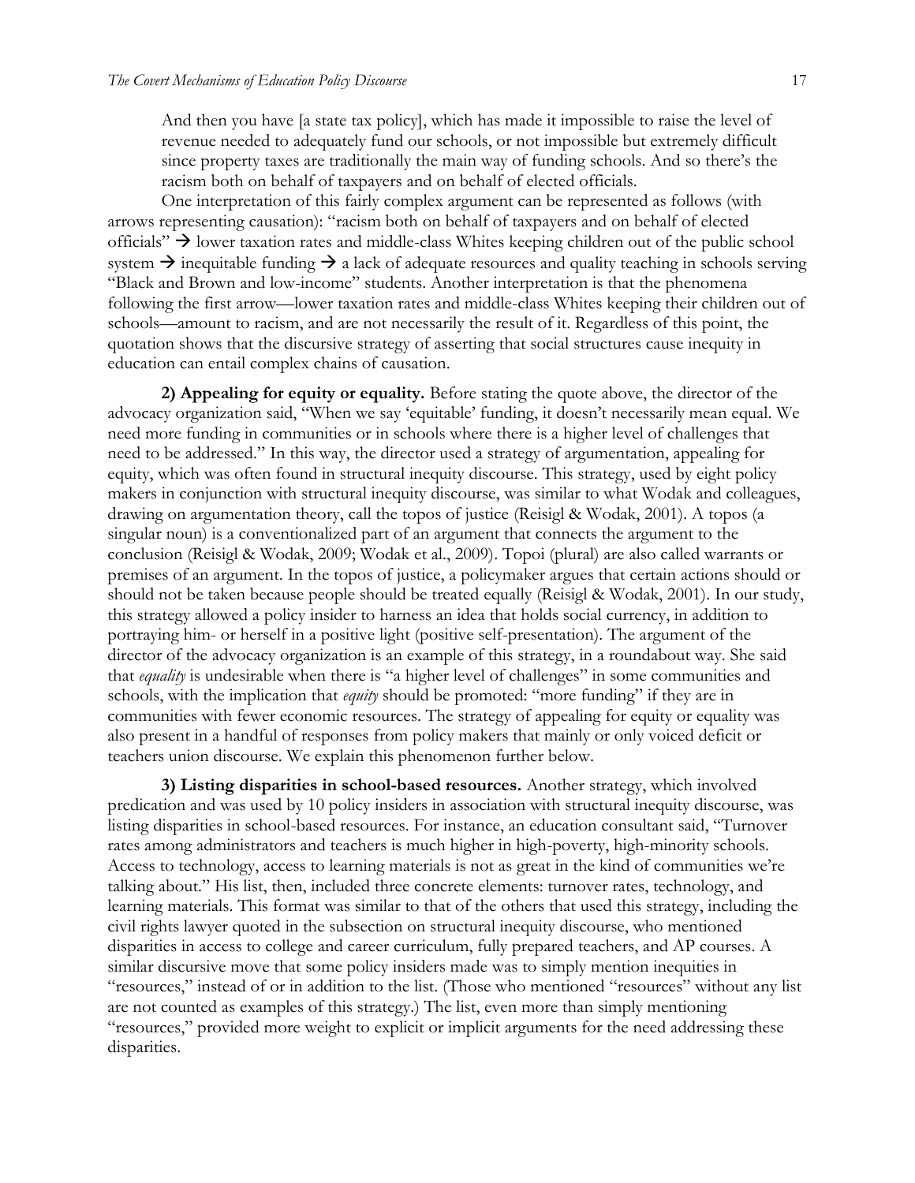> And then you have [a state tax policy], which has made it impossible to raise the level of revenue needed to adequately fund our schools, or not impossible but extremely difficult since property taxes are traditionally the main way of funding schools. And so there's the racism both on behalf of taxpayers and on behalf of elected officials.

One interpretation of this fairly complex argument can be represented as follows (with arrows representing causation): "racism both on behalf of taxpayers and on behalf of elected officials" → lower taxation rates and middle-class Whites keeping children out of the public school system → inequitable funding → a lack of adequate resources and quality teaching in schools serving "Black and Brown and low-income" students. Another interpretation is that the phenomena following the first arrow—lower taxation rates and middle-class Whites keeping their children out of schools—amount to racism, and are not necessarily the result of it. Regardless of this point, the quotation shows that the discursive strategy of asserting that social structures cause inequity in education can entail complex chains of causation.

**2) Appealing for equity or equality.** Before stating the quote above, the director of the advocacy organization said, "When we say 'equitable' funding, it doesn't necessarily mean equal. We need more funding in communities or in schools where there is a higher level of challenges that need to be addressed." In this way, the director used a strategy of argumentation, appealing for equity, which was often found in structural inequity discourse. This strategy, used by eight policy makers in conjunction with structural inequity discourse, was similar to what Wodak and colleagues, drawing on argumentation theory, call the topos of justice (Reisigl & Wodak, 2001). A topos (a singular noun) is a conventionalized part of an argument that connects the argument to the conclusion (Reisigl & Wodak, 2009; Wodak et al., 2009). Topoi (plural) are also called warrants or premises of an argument. In the topos of justice, a policymaker argues that certain actions should or should not be taken because people should be treated equally (Reisigl & Wodak, 2001). In our study, this strategy allowed a policy insider to harness an idea that holds social currency, in addition to portraying him- or herself in a positive light (positive self-presentation). The argument of the director of the advocacy organization is an example of this strategy, in a roundabout way. She said that *equality* is undesirable when there is "a higher level of challenges" in some communities and schools, with the implication that *equity* should be promoted: "more funding" if they are in communities with fewer economic resources. The strategy of appealing for equity or equality was also present in a handful of responses from policy makers that mainly or only voiced deficit or teachers union discourse. We explain this phenomenon further below.

**3) Listing disparities in school-based resources.** Another strategy, which involved predication and was used by 10 policy insiders in association with structural inequity discourse, was listing disparities in school-based resources. For instance, an education consultant said, "Turnover rates among administrators and teachers is much higher in high-poverty, high-minority schools. Access to technology, access to learning materials is not as great in the kind of communities we're talking about." His list, then, included three concrete elements: turnover rates, technology, and learning materials. This format was similar to that of the others that used this strategy, including the civil rights lawyer quoted in the subsection on structural inequity discourse, who mentioned disparities in access to college and career curriculum, fully prepared teachers, and AP courses. A similar discursive move that some policy insiders made was to simply mention inequities in "resources," instead of or in addition to the list. (Those who mentioned "resources" without any list are not counted as examples of this strategy.) The list, even more than simply mentioning "resources," provided more weight to explicit or implicit arguments for the need addressing these disparities.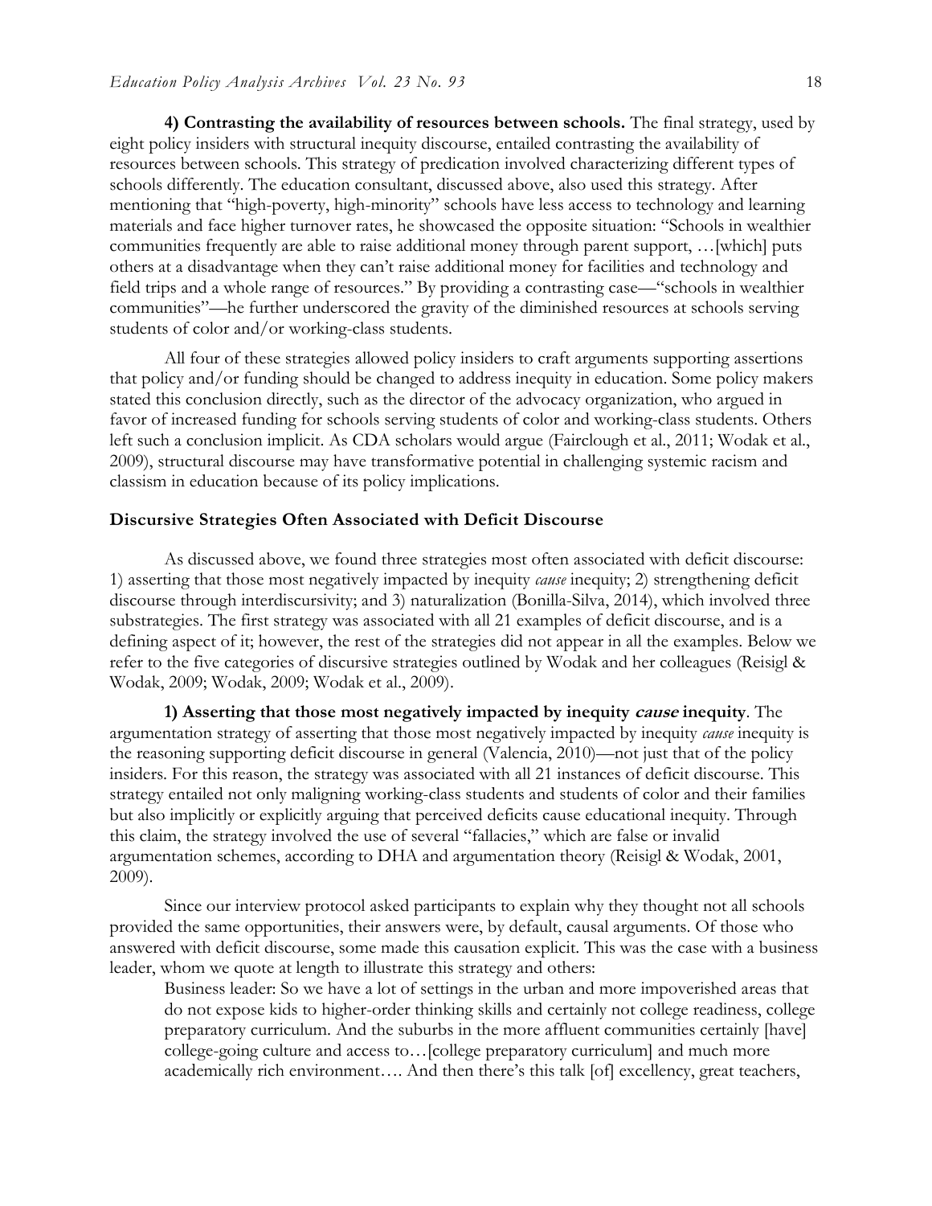**4) Contrasting the availability of resources between schools.** The final strategy, used by eight policy insiders with structural inequity discourse, entailed contrasting the availability of resources between schools. This strategy of predication involved characterizing different types of schools differently. The education consultant, discussed above, also used this strategy. After mentioning that "high-poverty, high-minority" schools have less access to technology and learning materials and face higher turnover rates, he showcased the opposite situation: "Schools in wealthier communities frequently are able to raise additional money through parent support, …[which] puts others at a disadvantage when they can't raise additional money for facilities and technology and field trips and a whole range of resources." By providing a contrasting case—"schools in wealthier communities"—he further underscored the gravity of the diminished resources at schools serving students of color and/or working-class students.

All four of these strategies allowed policy insiders to craft arguments supporting assertions that policy and/or funding should be changed to address inequity in education. Some policy makers stated this conclusion directly, such as the director of the advocacy organization, who argued in favor of increased funding for schools serving students of color and working-class students. Others left such a conclusion implicit. As CDA scholars would argue (Fairclough et al., 2011; Wodak et al., 2009), structural discourse may have transformative potential in challenging systemic racism and classism in education because of its policy implications.

### Discursive Strategies Often Associated with Deficit Discourse

As discussed above, we found three strategies most often associated with deficit discourse: 1) asserting that those most negatively impacted by inequity *cause* inequity; 2) strengthening deficit discourse through interdiscursivity; and 3) naturalization (Bonilla-Silva, 2014), which involved three substrategies. The first strategy was associated with all 21 examples of deficit discourse, and is a defining aspect of it; however, the rest of the strategies did not appear in all the examples. Below we refer to the five categories of discursive strategies outlined by Wodak and her colleagues (Reisigl & Wodak, 2009; Wodak, 2009; Wodak et al., 2009).

**1) Asserting that those most negatively impacted by inequity *cause* inequity**. The argumentation strategy of asserting that those most negatively impacted by inequity *cause* inequity is the reasoning supporting deficit discourse in general (Valencia, 2010)—not just that of the policy insiders. For this reason, the strategy was associated with all 21 instances of deficit discourse. This strategy entailed not only maligning working-class students and students of color and their families but also implicitly or explicitly arguing that perceived deficits cause educational inequity. Through this claim, the strategy involved the use of several "fallacies," which are false or invalid argumentation schemes, according to DHA and argumentation theory (Reisigl & Wodak, 2001, 2009).

Since our interview protocol asked participants to explain why they thought not all schools provided the same opportunities, their answers were, by default, causal arguments. Of those who answered with deficit discourse, some made this causation explicit. This was the case with a business leader, whom we quote at length to illustrate this strategy and others:

> Business leader: So we have a lot of settings in the urban and more impoverished areas that do not expose kids to higher-order thinking skills and certainly not college readiness, college preparatory curriculum. And the suburbs in the more affluent communities certainly [have] college-going culture and access to…[college preparatory curriculum] and much more academically rich environment…. And then there's this talk [of] excellency, great teachers,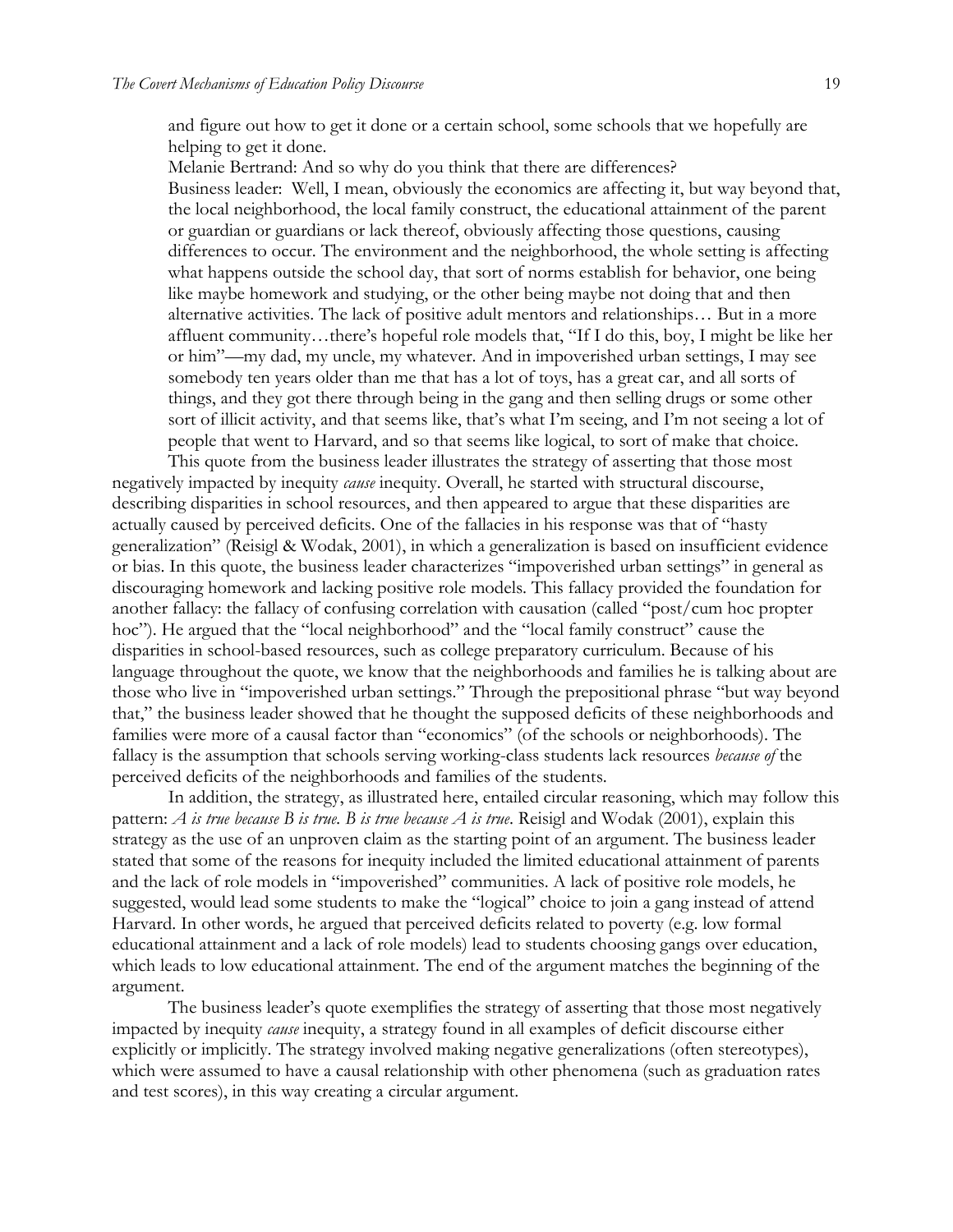and figure out how to get it done or a certain school, some schools that we hopefully are helping to get it done.

Melanie Bertrand: And so why do you think that there are differences?

Business leader: Well, I mean, obviously the economics are affecting it, but way beyond that, the local neighborhood, the local family construct, the educational attainment of the parent or guardian or guardians or lack thereof, obviously affecting those questions, causing differences to occur. The environment and the neighborhood, the whole setting is affecting what happens outside the school day, that sort of norms establish for behavior, one being like maybe homework and studying, or the other being maybe not doing that and then alternative activities. The lack of positive adult mentors and relationships… But in a more affluent community…there's hopeful role models that, "If I do this, boy, I might be like her or him"—my dad, my uncle, my whatever. And in impoverished urban settings, I may see somebody ten years older than me that has a lot of toys, has a great car, and all sorts of things, and they got there through being in the gang and then selling drugs or some other sort of illicit activity, and that seems like, that's what I'm seeing, and I'm not seeing a lot of people that went to Harvard, and so that seems like logical, to sort of make that choice.

This quote from the business leader illustrates the strategy of asserting that those most negatively impacted by inequity *cause* inequity. Overall, he started with structural discourse, describing disparities in school resources, and then appeared to argue that these disparities are actually caused by perceived deficits. One of the fallacies in his response was that of "hasty generalization" (Reisigl & Wodak, 2001), in which a generalization is based on insufficient evidence or bias. In this quote, the business leader characterizes "impoverished urban settings" in general as discouraging homework and lacking positive role models. This fallacy provided the foundation for another fallacy: the fallacy of confusing correlation with causation (called "post/cum hoc propter hoc"). He argued that the "local neighborhood" and the "local family construct" cause the disparities in school-based resources, such as college preparatory curriculum. Because of his language throughout the quote, we know that the neighborhoods and families he is talking about are those who live in "impoverished urban settings." Through the prepositional phrase "but way beyond that," the business leader showed that he thought the supposed deficits of these neighborhoods and families were more of a causal factor than "economics" (of the schools or neighborhoods). The fallacy is the assumption that schools serving working-class students lack resources *because of* the perceived deficits of the neighborhoods and families of the students.

In addition, the strategy, as illustrated here, entailed circular reasoning, which may follow this pattern: *A is true because B is true. B is true because A is true*. Reisigl and Wodak (2001), explain this strategy as the use of an unproven claim as the starting point of an argument. The business leader stated that some of the reasons for inequity included the limited educational attainment of parents and the lack of role models in "impoverished" communities. A lack of positive role models, he suggested, would lead some students to make the "logical" choice to join a gang instead of attend Harvard. In other words, he argued that perceived deficits related to poverty (e.g. low formal educational attainment and a lack of role models) lead to students choosing gangs over education, which leads to low educational attainment. The end of the argument matches the beginning of the argument.

The business leader's quote exemplifies the strategy of asserting that those most negatively impacted by inequity *cause* inequity, a strategy found in all examples of deficit discourse either explicitly or implicitly. The strategy involved making negative generalizations (often stereotypes), which were assumed to have a causal relationship with other phenomena (such as graduation rates and test scores), in this way creating a circular argument.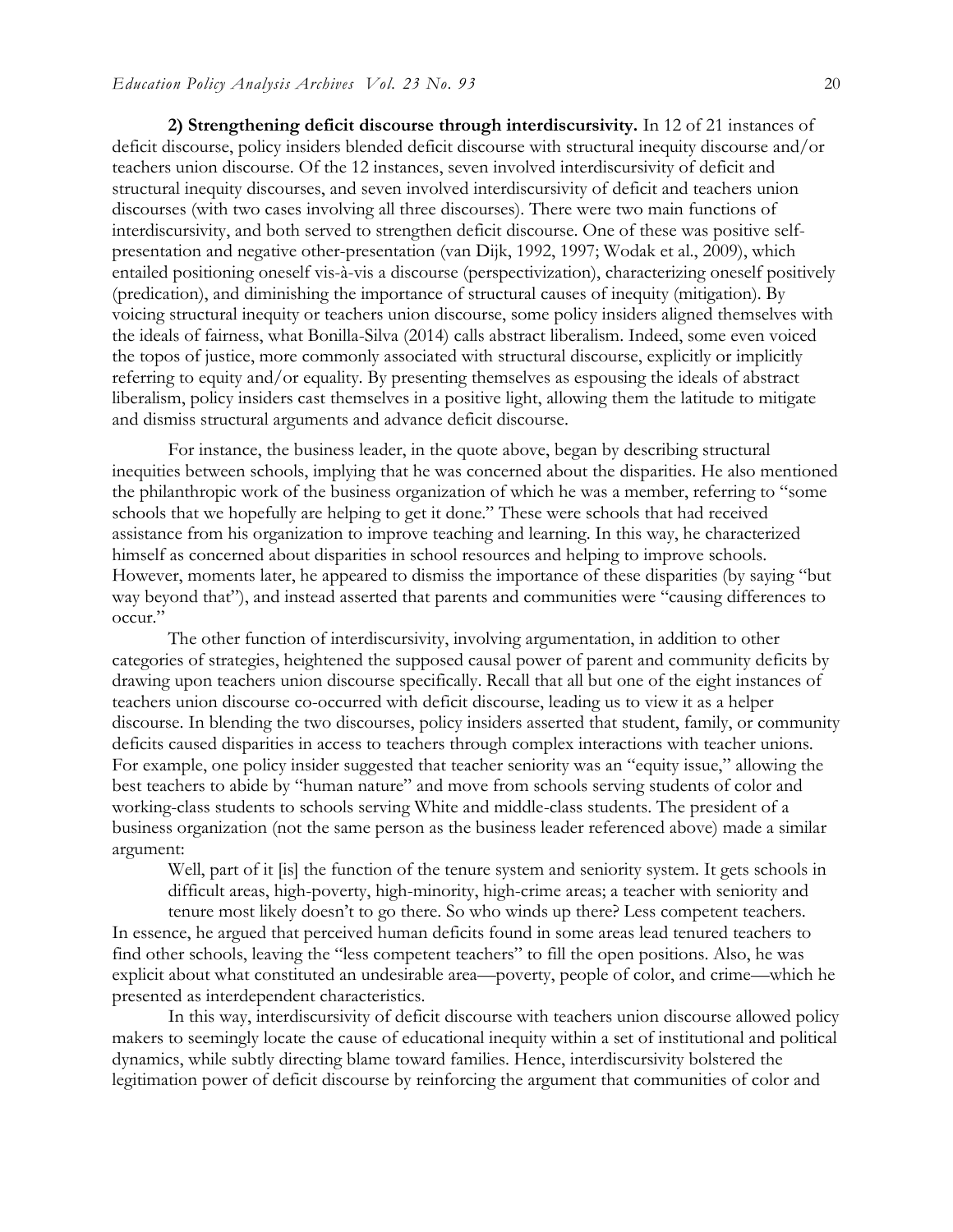**2) Strengthening deficit discourse through interdiscursivity.** In 12 of 21 instances of deficit discourse, policy insiders blended deficit discourse with structural inequity discourse and/or teachers union discourse. Of the 12 instances, seven involved interdiscursivity of deficit and structural inequity discourses, and seven involved interdiscursivity of deficit and teachers union discourses (with two cases involving all three discourses). There were two main functions of interdiscursivity, and both served to strengthen deficit discourse. One of these was positive self-presentation and negative other-presentation (van Dijk, 1992, 1997; Wodak et al., 2009), which entailed positioning oneself vis-à-vis a discourse (perspectivization), characterizing oneself positively (predication), and diminishing the importance of structural causes of inequity (mitigation). By voicing structural inequity or teachers union discourse, some policy insiders aligned themselves with the ideals of fairness, what Bonilla-Silva (2014) calls abstract liberalism. Indeed, some even voiced the topos of justice, more commonly associated with structural discourse, explicitly or implicitly referring to equity and/or equality. By presenting themselves as espousing the ideals of abstract liberalism, policy insiders cast themselves in a positive light, allowing them the latitude to mitigate and dismiss structural arguments and advance deficit discourse.

For instance, the business leader, in the quote above, began by describing structural inequities between schools, implying that he was concerned about the disparities. He also mentioned the philanthropic work of the business organization of which he was a member, referring to "some schools that we hopefully are helping to get it done." These were schools that had received assistance from his organization to improve teaching and learning. In this way, he characterized himself as concerned about disparities in school resources and helping to improve schools. However, moments later, he appeared to dismiss the importance of these disparities (by saying "but way beyond that"), and instead asserted that parents and communities were "causing differences to occur."

The other function of interdiscursivity, involving argumentation, in addition to other categories of strategies, heightened the supposed causal power of parent and community deficits by drawing upon teachers union discourse specifically. Recall that all but one of the eight instances of teachers union discourse co-occurred with deficit discourse, leading us to view it as a helper discourse. In blending the two discourses, policy insiders asserted that student, family, or community deficits caused disparities in access to teachers through complex interactions with teacher unions. For example, one policy insider suggested that teacher seniority was an "equity issue," allowing the best teachers to abide by "human nature" and move from schools serving students of color and working-class students to schools serving White and middle-class students. The president of a business organization (not the same person as the business leader referenced above) made a similar argument:

> Well, part of it [is] the function of the tenure system and seniority system. It gets schools in difficult areas, high-poverty, high-minority, high-crime areas; a teacher with seniority and tenure most likely doesn't to go there. So who winds up there? Less competent teachers.

In essence, he argued that perceived human deficits found in some areas lead tenured teachers to find other schools, leaving the "less competent teachers" to fill the open positions. Also, he was explicit about what constituted an undesirable area—poverty, people of color, and crime—which he presented as interdependent characteristics.

In this way, interdiscursivity of deficit discourse with teachers union discourse allowed policy makers to seemingly locate the cause of educational inequity within a set of institutional and political dynamics, while subtly directing blame toward families. Hence, interdiscursivity bolstered the legitimation power of deficit discourse by reinforcing the argument that communities of color and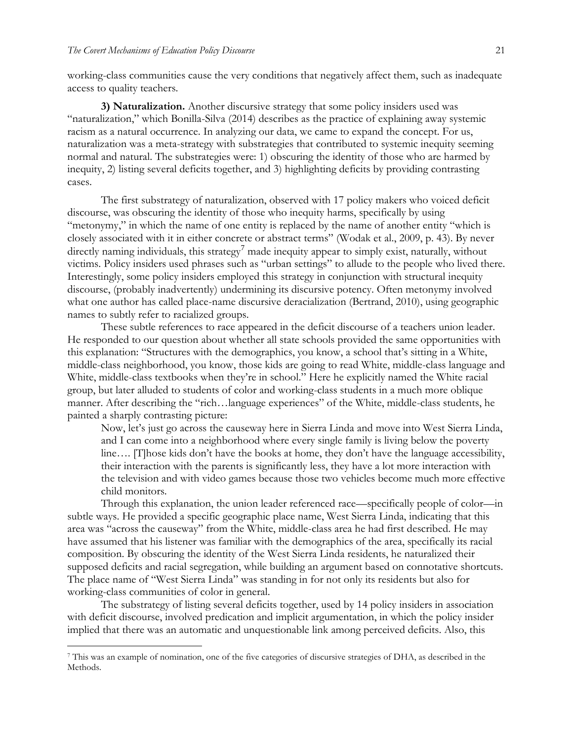working-class communities cause the very conditions that negatively affect them, such as inadequate access to quality teachers.

**3) Naturalization.** Another discursive strategy that some policy insiders used was "naturalization," which Bonilla-Silva (2014) describes as the practice of explaining away systemic racism as a natural occurrence. In analyzing our data, we came to expand the concept. For us, naturalization was a meta-strategy with substrategies that contributed to systemic inequity seeming normal and natural. The substrategies were: 1) obscuring the identity of those who are harmed by inequity, 2) listing several deficits together, and 3) highlighting deficits by providing contrasting cases.

The first substrategy of naturalization, observed with 17 policy makers who voiced deficit discourse, was obscuring the identity of those who inequity harms, specifically by using "metonymy," in which the name of one entity is replaced by the name of another entity "which is closely associated with it in either concrete or abstract terms" (Wodak et al., 2009, p. 43). By never directly naming individuals, this strategy[7] made inequity appear to simply exist, naturally, without victims. Policy insiders used phrases such as "urban settings" to allude to the people who lived there. Interestingly, some policy insiders employed this strategy in conjunction with structural inequity discourse, (probably inadvertently) undermining its discursive potency. Often metonymy involved what one author has called place-name discursive deracialization (Bertrand, 2010), using geographic names to subtly refer to racialized groups.

These subtle references to race appeared in the deficit discourse of a teachers union leader. He responded to our question about whether all state schools provided the same opportunities with this explanation: "Structures with the demographics, you know, a school that's sitting in a White, middle-class neighborhood, you know, those kids are going to read White, middle-class language and White, middle-class textbooks when they're in school." Here he explicitly named the White racial group, but later alluded to students of color and working-class students in a much more oblique manner. After describing the "rich…language experiences" of the White, middle-class students, he painted a sharply contrasting picture:

> Now, let's just go across the causeway here in Sierra Linda and move into West Sierra Linda, and I can come into a neighborhood where every single family is living below the poverty line…. [T]hose kids don't have the books at home, they don't have the language accessibility, their interaction with the parents is significantly less, they have a lot more interaction with the television and with video games because those two vehicles become much more effective child monitors.

Through this explanation, the union leader referenced race—specifically people of color—in subtle ways. He provided a specific geographic place name, West Sierra Linda, indicating that this area was "across the causeway" from the White, middle-class area he had first described. He may have assumed that his listener was familiar with the demographics of the area, specifically its racial composition. By obscuring the identity of the West Sierra Linda residents, he naturalized their supposed deficits and racial segregation, while building an argument based on connotative shortcuts. The place name of "West Sierra Linda" was standing in for not only its residents but also for working-class communities of color in general.

The substrategy of listing several deficits together, used by 14 policy insiders in association with deficit discourse, involved predication and implicit argumentation, in which the policy insider implied that there was an automatic and unquestionable link among perceived deficits. Also, this

---

[7] This was an example of nomination, one of the five categories of discursive strategies of DHA, as described in the Methods.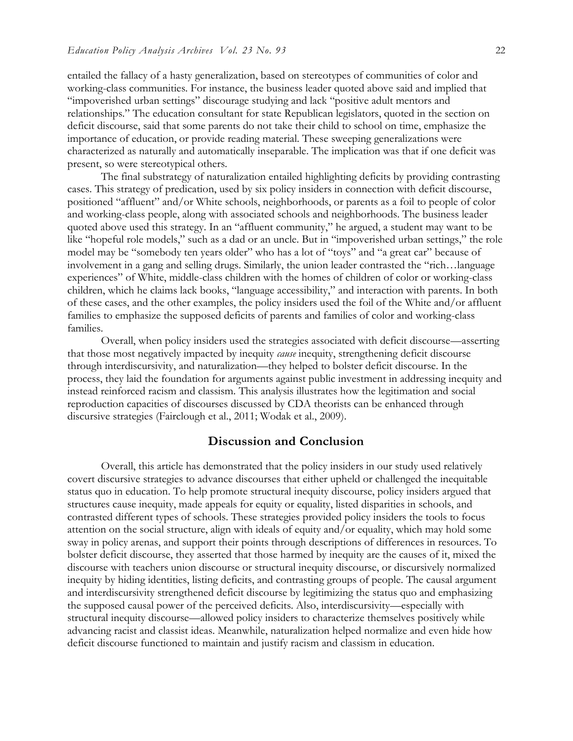entailed the fallacy of a hasty generalization, based on stereotypes of communities of color and working-class communities. For instance, the business leader quoted above said and implied that "impoverished urban settings" discourage studying and lack "positive adult mentors and relationships." The education consultant for state Republican legislators, quoted in the section on deficit discourse, said that some parents do not take their child to school on time, emphasize the importance of education, or provide reading material. These sweeping generalizations were characterized as naturally and automatically inseparable. The implication was that if one deficit was present, so were stereotypical others.

The final substrategy of naturalization entailed highlighting deficits by providing contrasting cases. This strategy of predication, used by six policy insiders in connection with deficit discourse, positioned "affluent" and/or White schools, neighborhoods, or parents as a foil to people of color and working-class people, along with associated schools and neighborhoods. The business leader quoted above used this strategy. In an "affluent community," he argued, a student may want to be like "hopeful role models," such as a dad or an uncle. But in "impoverished urban settings," the role model may be "somebody ten years older" who has a lot of "toys" and "a great car" because of involvement in a gang and selling drugs. Similarly, the union leader contrasted the "rich…language experiences" of White, middle-class children with the homes of children of color or working-class children, which he claims lack books, "language accessibility," and interaction with parents. In both of these cases, and the other examples, the policy insiders used the foil of the White and/or affluent families to emphasize the supposed deficits of parents and families of color and working-class families.

Overall, when policy insiders used the strategies associated with deficit discourse—asserting that those most negatively impacted by inequity *cause* inequity, strengthening deficit discourse through interdiscursivity, and naturalization—they helped to bolster deficit discourse. In the process, they laid the foundation for arguments against public investment in addressing inequity and instead reinforced racism and classism. This analysis illustrates how the legitimation and social reproduction capacities of discourses discussed by CDA theorists can be enhanced through discursive strategies (Fairclough et al., 2011; Wodak et al., 2009).

## Discussion and Conclusion

Overall, this article has demonstrated that the policy insiders in our study used relatively covert discursive strategies to advance discourses that either upheld or challenged the inequitable status quo in education. To help promote structural inequity discourse, policy insiders argued that structures cause inequity, made appeals for equity or equality, listed disparities in schools, and contrasted different types of schools. These strategies provided policy insiders the tools to focus attention on the social structure, align with ideals of equity and/or equality, which may hold some sway in policy arenas, and support their points through descriptions of differences in resources. To bolster deficit discourse, they asserted that those harmed by inequity are the causes of it, mixed the discourse with teachers union discourse or structural inequity discourse, or discursively normalized inequity by hiding identities, listing deficits, and contrasting groups of people. The causal argument and interdiscursivity strengthened deficit discourse by legitimizing the status quo and emphasizing the supposed causal power of the perceived deficits. Also, interdiscursivity—especially with structural inequity discourse—allowed policy insiders to characterize themselves positively while advancing racist and classist ideas. Meanwhile, naturalization helped normalize and even hide how deficit discourse functioned to maintain and justify racism and classism in education.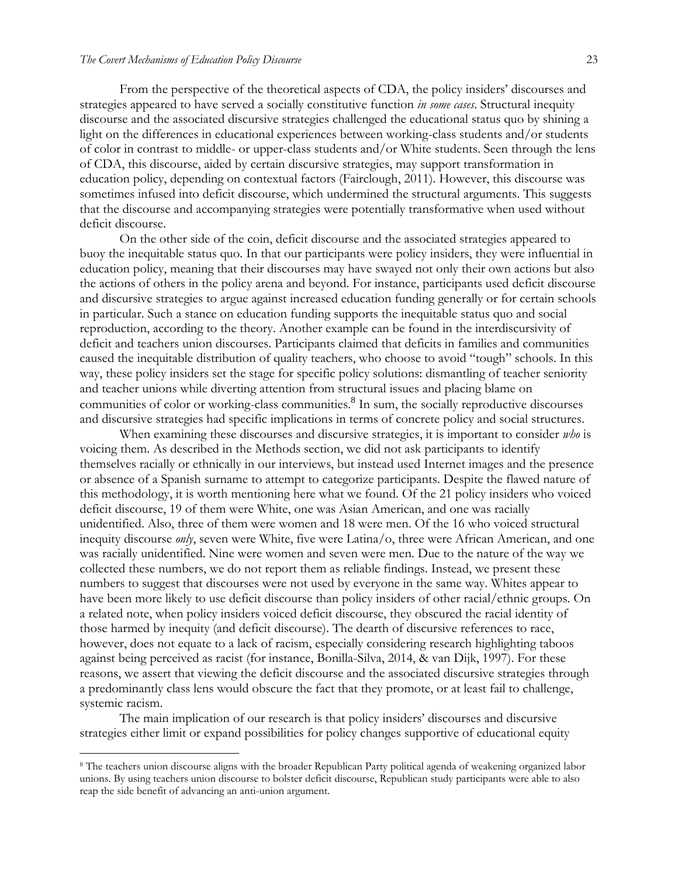From the perspective of the theoretical aspects of CDA, the policy insiders' discourses and strategies appeared to have served a socially constitutive function *in some cases*. Structural inequity discourse and the associated discursive strategies challenged the educational status quo by shining a light on the differences in educational experiences between working-class students and/or students of color in contrast to middle- or upper-class students and/or White students. Seen through the lens of CDA, this discourse, aided by certain discursive strategies, may support transformation in education policy, depending on contextual factors (Fairclough, 2011). However, this discourse was sometimes infused into deficit discourse, which undermined the structural arguments. This suggests that the discourse and accompanying strategies were potentially transformative when used without deficit discourse.

On the other side of the coin, deficit discourse and the associated strategies appeared to buoy the inequitable status quo. In that our participants were policy insiders, they were influential in education policy, meaning that their discourses may have swayed not only their own actions but also the actions of others in the policy arena and beyond. For instance, participants used deficit discourse and discursive strategies to argue against increased education funding generally or for certain schools in particular. Such a stance on education funding supports the inequitable status quo and social reproduction, according to the theory. Another example can be found in the interdiscursivity of deficit and teachers union discourses. Participants claimed that deficits in families and communities caused the inequitable distribution of quality teachers, who choose to avoid "tough" schools. In this way, these policy insiders set the stage for specific policy solutions: dismantling of teacher seniority and teacher unions while diverting attention from structural issues and placing blame on communities of color or working-class communities.[8] In sum, the socially reproductive discourses and discursive strategies had specific implications in terms of concrete policy and social structures.

When examining these discourses and discursive strategies, it is important to consider *who* is voicing them. As described in the Methods section, we did not ask participants to identify themselves racially or ethnically in our interviews, but instead used Internet images and the presence or absence of a Spanish surname to attempt to categorize participants. Despite the flawed nature of this methodology, it is worth mentioning here what we found. Of the 21 policy insiders who voiced deficit discourse, 19 of them were White, one was Asian American, and one was racially unidentified. Also, three of them were women and 18 were men. Of the 16 who voiced structural inequity discourse *only*, seven were White, five were Latina/o, three were African American, and one was racially unidentified. Nine were women and seven were men. Due to the nature of the way we collected these numbers, we do not report them as reliable findings. Instead, we present these numbers to suggest that discourses were not used by everyone in the same way. Whites appear to have been more likely to use deficit discourse than policy insiders of other racial/ethnic groups. On a related note, when policy insiders voiced deficit discourse, they obscured the racial identity of those harmed by inequity (and deficit discourse). The dearth of discursive references to race, however, does not equate to a lack of racism, especially considering research highlighting taboos against being perceived as racist (for instance, Bonilla-Silva, 2014, & van Dijk, 1997). For these reasons, we assert that viewing the deficit discourse and the associated discursive strategies through a predominantly class lens would obscure the fact that they promote, or at least fail to challenge, systemic racism.

The main implication of our research is that policy insiders' discourses and discursive strategies either limit or expand possibilities for policy changes supportive of educational equity

---

[8] The teachers union discourse aligns with the broader Republican Party political agenda of weakening organized labor unions. By using teachers union discourse to bolster deficit discourse, Republican study participants were able to also reap the side benefit of advancing an anti-union argument.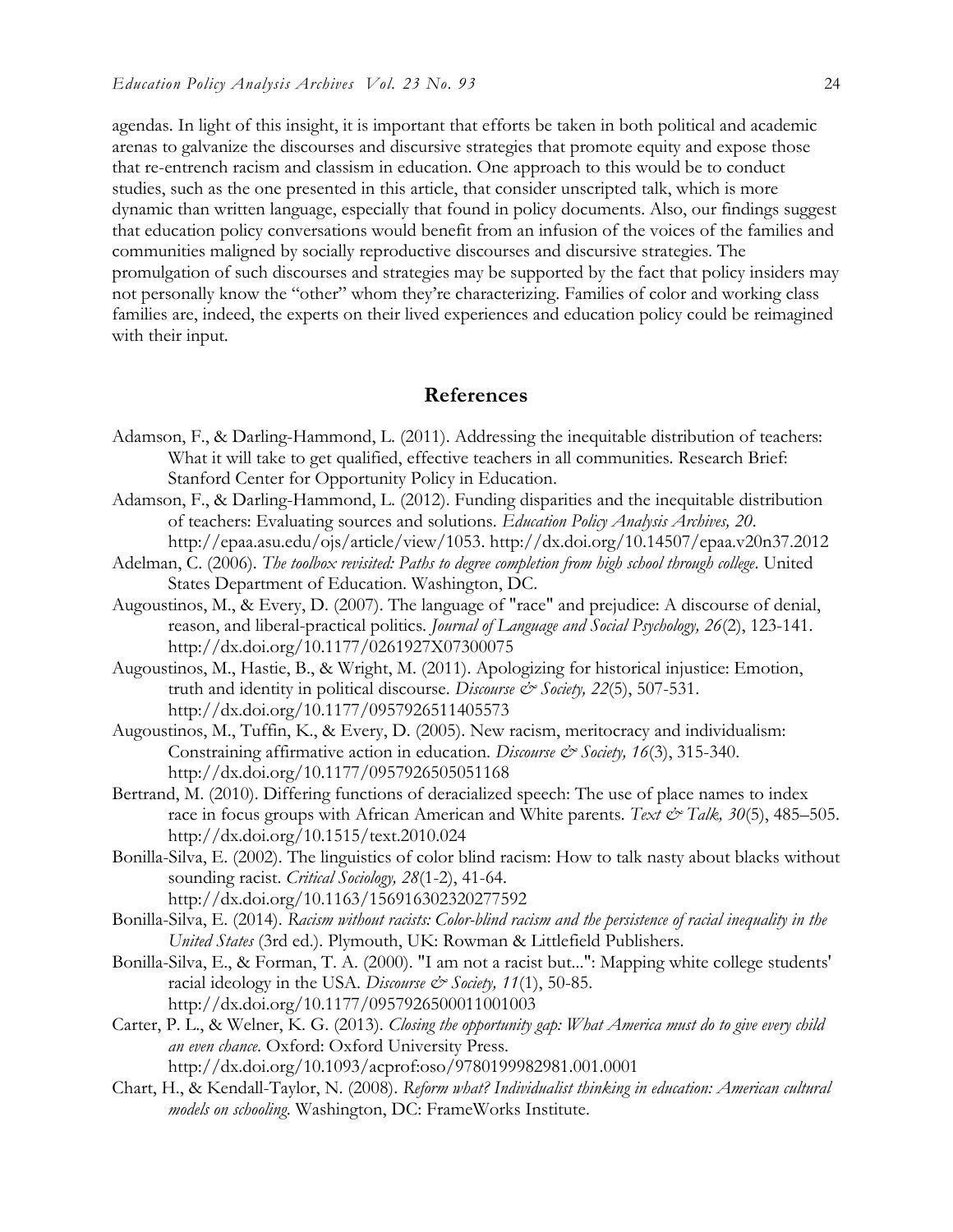agendas. In light of this insight, it is important that efforts be taken in both political and academic arenas to galvanize the discourses and discursive strategies that promote equity and expose those that re-entrench racism and classism in education. One approach to this would be to conduct studies, such as the one presented in this article, that consider unscripted talk, which is more dynamic than written language, especially that found in policy documents. Also, our findings suggest that education policy conversations would benefit from an infusion of the voices of the families and communities maligned by socially reproductive discourses and discursive strategies. The promulgation of such discourses and strategies may be supported by the fact that policy insiders may not personally know the "other" whom they're characterizing. Families of color and working class families are, indeed, the experts on their lived experiences and education policy could be reimagined with their input.

## References

Adamson, F., & Darling-Hammond, L. (2011). Addressing the inequitable distribution of teachers: What it will take to get qualified, effective teachers in all communities. Research Brief: Stanford Center for Opportunity Policy in Education.

Adamson, F., & Darling-Hammond, L. (2012). Funding disparities and the inequitable distribution of teachers: Evaluating sources and solutions. *Education Policy Analysis Archives, 20*. http://epaa.asu.edu/ojs/article/view/1053. http://dx.doi.org/10.14507/epaa.v20n37.2012

Adelman, C. (2006). *The toolbox revisited: Paths to degree completion from high school through college*. United States Department of Education. Washington, DC.

Augoustinos, M., & Every, D. (2007). The language of "race" and prejudice: A discourse of denial, reason, and liberal-practical politics. *Journal of Language and Social Psychology, 26*(2), 123-141. http://dx.doi.org/10.1177/0261927X07300075

Augoustinos, M., Hastie, B., & Wright, M. (2011). Apologizing for historical injustice: Emotion, truth and identity in political discourse. *Discourse & Society, 22*(5), 507-531. http://dx.doi.org/10.1177/0957926511405573

Augoustinos, M., Tuffin, K., & Every, D. (2005). New racism, meritocracy and individualism: Constraining affirmative action in education. *Discourse & Society, 16*(3), 315-340. http://dx.doi.org/10.1177/0957926505051168

Bertrand, M. (2010). Differing functions of deracialized speech: The use of place names to index race in focus groups with African American and White parents. *Text & Talk, 30*(5), 485–505. http://dx.doi.org/10.1515/text.2010.024

Bonilla-Silva, E. (2002). The linguistics of color blind racism: How to talk nasty about blacks without sounding racist. *Critical Sociology, 28*(1-2), 41-64. http://dx.doi.org/10.1163/156916302320277592

Bonilla-Silva, E. (2014). *Racism without racists: Color-blind racism and the persistence of racial inequality in the United States* (3rd ed.). Plymouth, UK: Rowman & Littlefield Publishers.

Bonilla-Silva, E., & Forman, T. A. (2000). "I am not a racist but...": Mapping white college students' racial ideology in the USA. *Discourse & Society, 11*(1), 50-85. http://dx.doi.org/10.1177/0957926500011001003

Carter, P. L., & Welner, K. G. (2013). *Closing the opportunity gap: What America must do to give every child an even chance*. Oxford: Oxford University Press. http://dx.doi.org/10.1093/acprof:oso/9780199982981.001.0001

Chart, H., & Kendall-Taylor, N. (2008). *Reform what? Individualist thinking in education: American cultural models on schooling.* Washington, DC: FrameWorks Institute.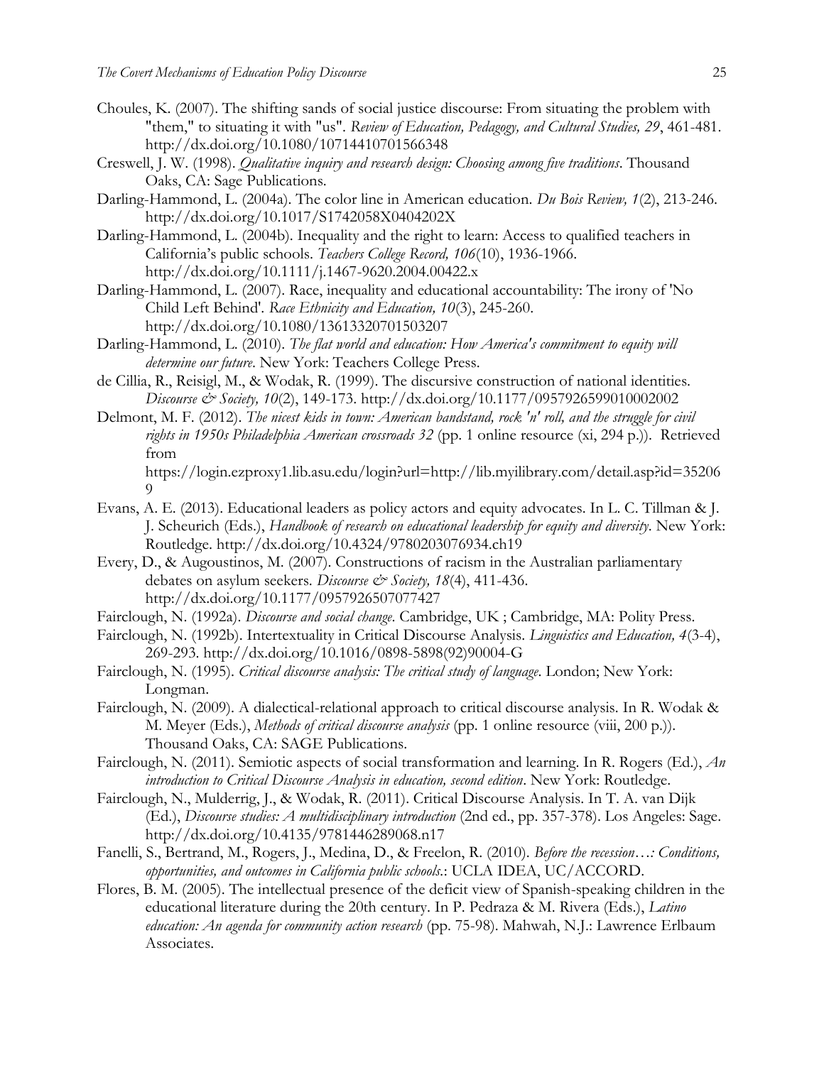Choules, K. (2007). The shifting sands of social justice discourse: From situating the problem with "them," to situating it with "us". *Review of Education, Pedagogy, and Cultural Studies, 29*, 461-481. http://dx.doi.org/10.1080/10714410701566348

Creswell, J. W. (1998). *Qualitative inquiry and research design: Choosing among five traditions*. Thousand Oaks, CA: Sage Publications.

Darling-Hammond, L. (2004a). The color line in American education. *Du Bois Review, 1*(2), 213-246. http://dx.doi.org/10.1017/S1742058X0404202X

Darling-Hammond, L. (2004b). Inequality and the right to learn: Access to qualified teachers in California's public schools. *Teachers College Record, 106*(10), 1936-1966. http://dx.doi.org/10.1111/j.1467-9620.2004.00422.x

Darling-Hammond, L. (2007). Race, inequality and educational accountability: The irony of 'No Child Left Behind'. *Race Ethnicity and Education, 10*(3), 245-260. http://dx.doi.org/10.1080/13613320701503207

Darling-Hammond, L. (2010). *The flat world and education: How America's commitment to equity will determine our future*. New York: Teachers College Press.

de Cillia, R., Reisigl, M., & Wodak, R. (1999). The discursive construction of national identities. *Discourse & Society, 10*(2), 149-173. http://dx.doi.org/10.1177/0957926599010002002

Delmont, M. F. (2012). *The nicest kids in town: American bandstand, rock 'n' roll, and the struggle for civil rights in 1950s Philadelphia American crossroads 32* (pp. 1 online resource (xi, 294 p.)). Retrieved from https://login.ezproxy1.lib.asu.edu/login?url=http://lib.myilibrary.com/detail.asp?id=352069

Evans, A. E. (2013). Educational leaders as policy actors and equity advocates. In L. C. Tillman & J. J. Scheurich (Eds.), *Handbook of research on educational leadership for equity and diversity*. New York: Routledge. http://dx.doi.org/10.4324/9780203076934.ch19

Every, D., & Augoustinos, M. (2007). Constructions of racism in the Australian parliamentary debates on asylum seekers. *Discourse & Society, 18*(4), 411-436. http://dx.doi.org/10.1177/0957926507077427

Fairclough, N. (1992a). *Discourse and social change*. Cambridge, UK ; Cambridge, MA: Polity Press.

Fairclough, N. (1992b). Intertextuality in Critical Discourse Analysis. *Linguistics and Education, 4*(3-4), 269-293. http://dx.doi.org/10.1016/0898-5898(92)90004-G

Fairclough, N. (1995). *Critical discourse analysis: The critical study of language*. London; New York: Longman.

Fairclough, N. (2009). A dialectical-relational approach to critical discourse analysis. In R. Wodak & M. Meyer (Eds.), *Methods of critical discourse analysis* (pp. 1 online resource (viii, 200 p.)). Thousand Oaks, CA: SAGE Publications.

Fairclough, N. (2011). Semiotic aspects of social transformation and learning. In R. Rogers (Ed.), *An introduction to Critical Discourse Analysis in education, second edition*. New York: Routledge.

Fairclough, N., Mulderrig, J., & Wodak, R. (2011). Critical Discourse Analysis. In T. A. van Dijk (Ed.), *Discourse studies: A multidisciplinary introduction* (2nd ed., pp. 357-378). Los Angeles: Sage. http://dx.doi.org/10.4135/9781446289068.n17

Fanelli, S., Bertrand, M., Rogers, J., Medina, D., & Freelon, R. (2010). *Before the recession…: Conditions, opportunities, and outcomes in California public schools.*: UCLA IDEA, UC/ACCORD.

Flores, B. M. (2005). The intellectual presence of the deficit view of Spanish-speaking children in the educational literature during the 20th century. In P. Pedraza & M. Rivera (Eds.), *Latino education: An agenda for community action research* (pp. 75-98). Mahwah, N.J.: Lawrence Erlbaum Associates.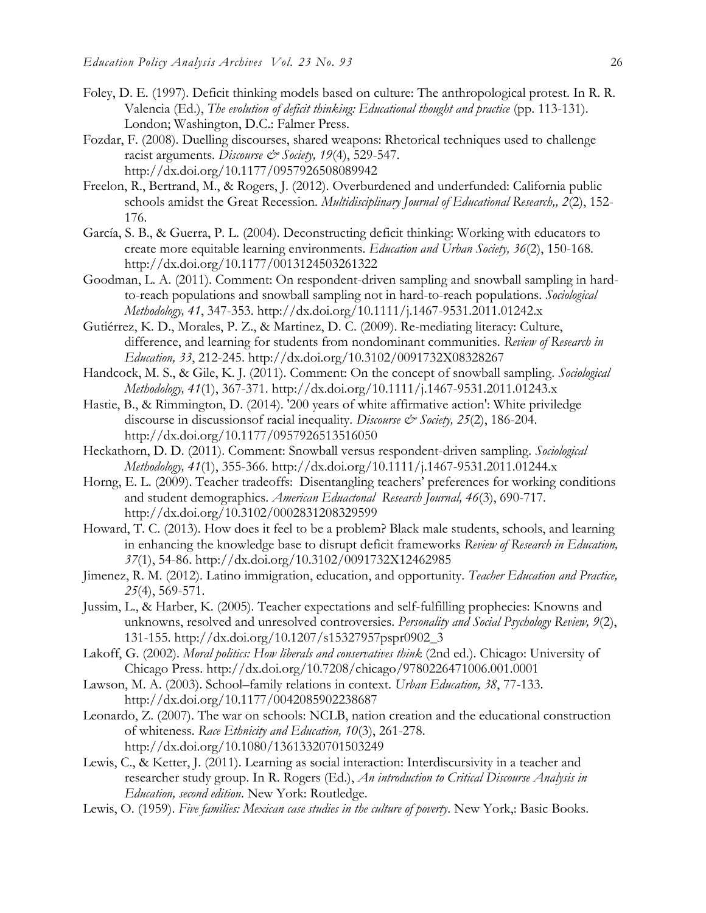Foley, D. E. (1997). Deficit thinking models based on culture: The anthropological protest. In R. R. Valencia (Ed.), *The evolution of deficit thinking: Educational thought and practice* (pp. 113-131). London; Washington, D.C.: Falmer Press.

Fozdar, F. (2008). Duelling discourses, shared weapons: Rhetorical techniques used to challenge racist arguments. *Discourse & Society, 19*(4), 529-547. http://dx.doi.org/10.1177/0957926508089942

Freelon, R., Bertrand, M., & Rogers, J. (2012). Overburdened and underfunded: California public schools amidst the Great Recession. *Multidisciplinary Journal of Educational Research,, 2*(2), 152-176.

García, S. B., & Guerra, P. L. (2004). Deconstructing deficit thinking: Working with educators to create more equitable learning environments. *Education and Urban Society, 36*(2), 150-168. http://dx.doi.org/10.1177/0013124503261322

Goodman, L. A. (2011). Comment: On respondent-driven sampling and snowball sampling in hard-to-reach populations and snowball sampling not in hard-to-reach populations. *Sociological Methodology, 41*, 347-353. http://dx.doi.org/10.1111/j.1467-9531.2011.01242.x

Gutiérrez, K. D., Morales, P. Z., & Martinez, D. C. (2009). Re-mediating literacy: Culture, difference, and learning for students from nondominant communities. *Review of Research in Education, 33*, 212-245. http://dx.doi.org/10.3102/0091732X08328267

Handcock, M. S., & Gile, K. J. (2011). Comment: On the concept of snowball sampling. *Sociological Methodology, 41*(1), 367-371. http://dx.doi.org/10.1111/j.1467-9531.2011.01243.x

Hastie, B., & Rimmington, D. (2014). '200 years of white affirmative action': White priviledge discourse in discussionsof racial inequality. *Discourse & Society, 25*(2), 186-204. http://dx.doi.org/10.1177/0957926513516050

Heckathorn, D. D. (2011). Comment: Snowball versus respondent-driven sampling. *Sociological Methodology, 41*(1), 355-366. http://dx.doi.org/10.1111/j.1467-9531.2011.01244.x

Horng, E. L. (2009). Teacher tradeoffs: Disentangling teachers' preferences for working conditions and student demographics. *American Eduactonal Research Journal, 46*(3), 690-717. http://dx.doi.org/10.3102/0002831208329599

Howard, T. C. (2013). How does it feel to be a problem? Black male students, schools, and learning in enhancing the knowledge base to disrupt deficit frameworks *Review of Research in Education, 37*(1), 54-86. http://dx.doi.org/10.3102/0091732X12462985

Jimenez, R. M. (2012). Latino immigration, education, and opportunity. *Teacher Education and Practice, 25*(4), 569-571.

Jussim, L., & Harber, K. (2005). Teacher expectations and self-fulfilling prophecies: Knowns and unknowns, resolved and unresolved controversies. *Personality and Social Psychology Review, 9*(2), 131-155. http://dx.doi.org/10.1207/s15327957pspr0902_3

Lakoff, G. (2002). *Moral politics: How liberals and conservatives think* (2nd ed.). Chicago: University of Chicago Press. http://dx.doi.org/10.7208/chicago/9780226471006.001.0001

Lawson, M. A. (2003). School–family relations in context. *Urban Education, 38*, 77-133. http://dx.doi.org/10.1177/0042085902238687

Leonardo, Z. (2007). The war on schools: NCLB, nation creation and the educational construction of whiteness. *Race Ethnicity and Education, 10*(3), 261-278. http://dx.doi.org/10.1080/13613320701503249

Lewis, C., & Ketter, J. (2011). Learning as social interaction: Interdiscursivity in a teacher and researcher study group. In R. Rogers (Ed.), *An introduction to Critical Discourse Analysis in Education, second edition*. New York: Routledge.

Lewis, O. (1959). *Five families: Mexican case studies in the culture of poverty*. New York,: Basic Books.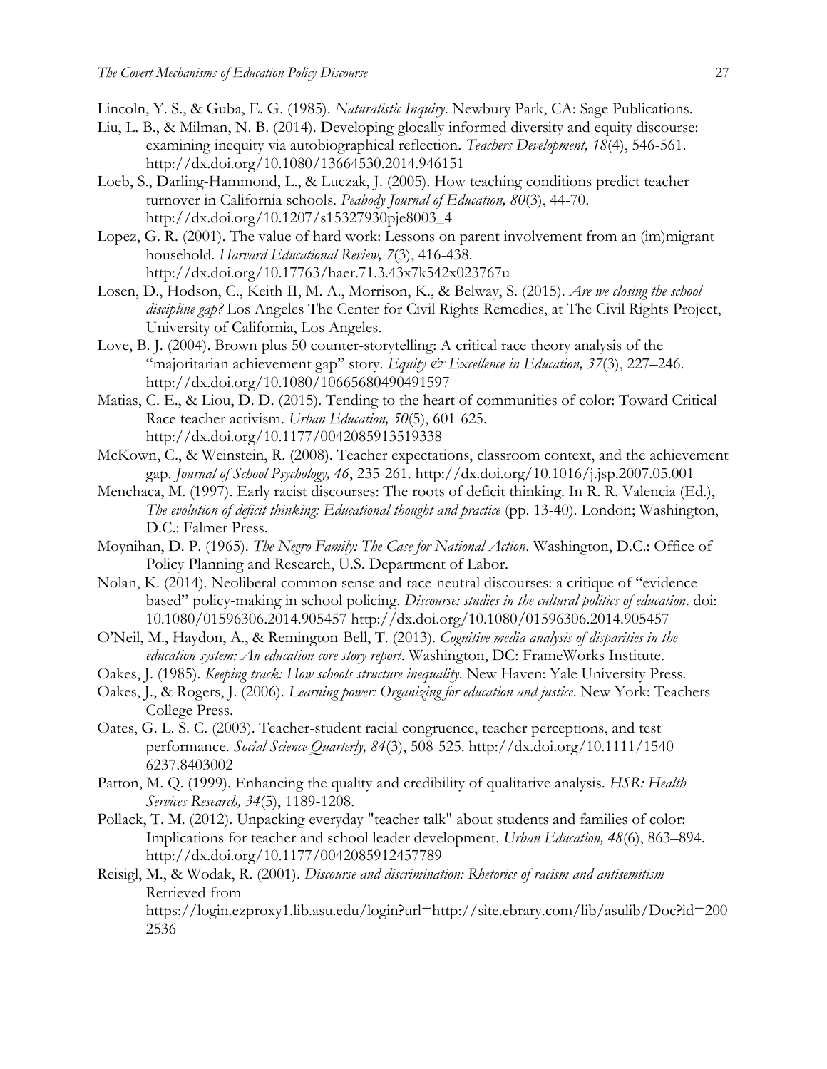Lincoln, Y. S., & Guba, E. G. (1985). *Naturalistic Inquiry*. Newbury Park, CA: Sage Publications.

Liu, L. B., & Milman, N. B. (2014). Developing glocally informed diversity and equity discourse: examining inequity via autobiographical reflection. *Teachers Development, 18*(4), 546-561. http://dx.doi.org/10.1080/13664530.2014.946151

Loeb, S., Darling-Hammond, L., & Luczak, J. (2005). How teaching conditions predict teacher turnover in California schools. *Peabody Journal of Education, 80*(3), 44-70. http://dx.doi.org/10.1207/s15327930pje8003_4

Lopez, G. R. (2001). The value of hard work: Lessons on parent involvement from an (im)migrant household. *Harvard Educational Review, 7*(3), 416-438. http://dx.doi.org/10.17763/haer.71.3.43x7k542x023767u

Losen, D., Hodson, C., Keith II, M. A., Morrison, K., & Belway, S. (2015). *Are we closing the school discipline gap?* Los Angeles The Center for Civil Rights Remedies, at The Civil Rights Project, University of California, Los Angeles.

Love, B. J. (2004). Brown plus 50 counter-storytelling: A critical race theory analysis of the "majoritarian achievement gap" story. *Equity & Excellence in Education, 37*(3), 227–246. http://dx.doi.org/10.1080/10665680490491597

Matias, C. E., & Liou, D. D. (2015). Tending to the heart of communities of color: Toward Critical Race teacher activism. *Urban Education, 50*(5), 601-625. http://dx.doi.org/10.1177/0042085913519338

McKown, C., & Weinstein, R. (2008). Teacher expectations, classroom context, and the achievement gap. *Journal of School Psychology, 46*, 235-261. http://dx.doi.org/10.1016/j.jsp.2007.05.001

Menchaca, M. (1997). Early racist discourses: The roots of deficit thinking. In R. R. Valencia (Ed.), *The evolution of deficit thinking: Educational thought and practice* (pp. 13-40). London; Washington, D.C.: Falmer Press.

Moynihan, D. P. (1965). *The Negro Family: The Case for National Action*. Washington, D.C.: Office of Policy Planning and Research, U.S. Department of Labor.

Nolan, K. (2014). Neoliberal common sense and race-neutral discourses: a critique of "evidence-based" policy-making in school policing. *Discourse: studies in the cultural politics of education*. doi: 10.1080/01596306.2014.905457 http://dx.doi.org/10.1080/01596306.2014.905457

O'Neil, M., Haydon, A., & Remington-Bell, T. (2013). *Cognitive media analysis of disparities in the education system: An education core story report*. Washington, DC: FrameWorks Institute.

Oakes, J. (1985). *Keeping track: How schools structure inequality*. New Haven: Yale University Press.

Oakes, J., & Rogers, J. (2006). *Learning power: Organizing for education and justice*. New York: Teachers College Press.

Oates, G. L. S. C. (2003). Teacher-student racial congruence, teacher perceptions, and test performance. *Social Science Quarterly, 84*(3), 508-525. http://dx.doi.org/10.1111/1540-6237.8403002

Patton, M. Q. (1999). Enhancing the quality and credibility of qualitative analysis. *HSR: Health Services Research, 34*(5), 1189-1208.

Pollack, T. M. (2012). Unpacking everyday "teacher talk" about students and families of color: Implications for teacher and school leader development. *Urban Education, 48*(6), 863–894. http://dx.doi.org/10.1177/0042085912457789

Reisigl, M., & Wodak, R. (2001). *Discourse and discrimination: Rhetorics of racism and antisemitism* Retrieved from https://login.ezproxy1.lib.asu.edu/login?url=http://site.ebrary.com/lib/asulib/Doc?id=2002536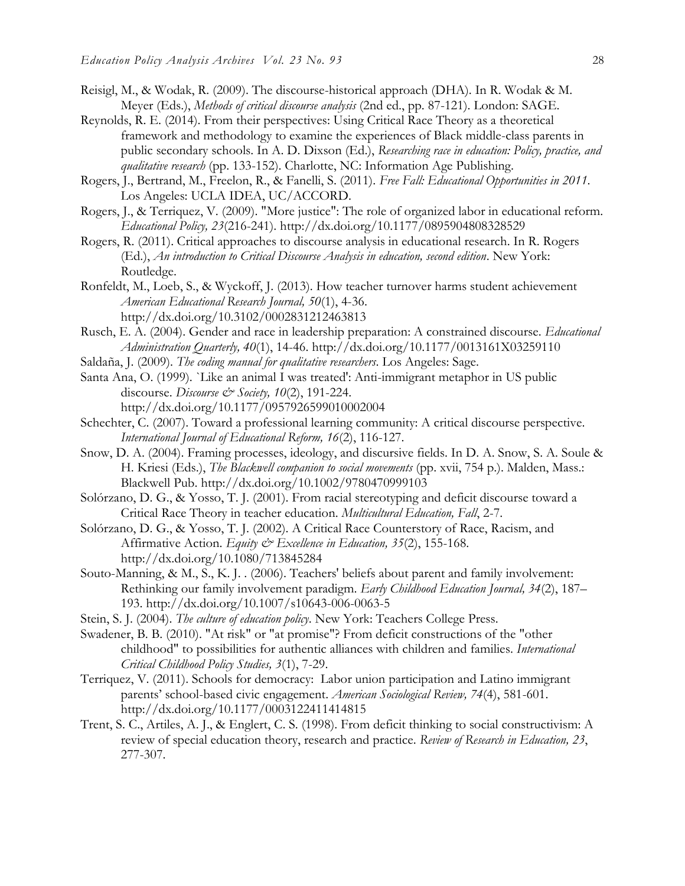Reisigl, M., & Wodak, R. (2009). The discourse-historical approach (DHA). In R. Wodak & M. Meyer (Eds.), *Methods of critical discourse analysis* (2nd ed., pp. 87-121). London: SAGE.

Reynolds, R. E. (2014). From their perspectives: Using Critical Race Theory as a theoretical framework and methodology to examine the experiences of Black middle-class parents in public secondary schools. In A. D. Dixson (Ed.), *Researching race in education: Policy, practice, and qualitative research* (pp. 133-152). Charlotte, NC: Information Age Publishing.

Rogers, J., Bertrand, M., Freelon, R., & Fanelli, S. (2011). *Free Fall: Educational Opportunities in 2011*. Los Angeles: UCLA IDEA, UC/ACCORD.

Rogers, J., & Terriquez, V. (2009). "More justice": The role of organized labor in educational reform. *Educational Policy, 23*(216-241). http://dx.doi.org/10.1177/0895904808328529

Rogers, R. (2011). Critical approaches to discourse analysis in educational research. In R. Rogers (Ed.), *An introduction to Critical Discourse Analysis in education, second edition*. New York: Routledge.

Ronfeldt, M., Loeb, S., & Wyckoff, J. (2013). How teacher turnover harms student achievement *American Educational Research Journal, 50*(1), 4-36. http://dx.doi.org/10.3102/0002831212463813

Rusch, E. A. (2004). Gender and race in leadership preparation: A constrained discourse. *Educational Administration Quarterly, 40*(1), 14-46. http://dx.doi.org/10.1177/0013161X03259110

Saldaña, J. (2009). *The coding manual for qualitative researchers*. Los Angeles: Sage.

Santa Ana, O. (1999). `Like an animal I was treated': Anti-immigrant metaphor in US public discourse. *Discourse & Society, 10*(2), 191-224. http://dx.doi.org/10.1177/0957926599010002004

Schechter, C. (2007). Toward a professional learning community: A critical discourse perspective. *International Journal of Educational Reform, 16*(2), 116-127.

Snow, D. A. (2004). Framing processes, ideology, and discursive fields. In D. A. Snow, S. A. Soule & H. Kriesi (Eds.), *The Blackwell companion to social movements* (pp. xvii, 754 p.). Malden, Mass.: Blackwell Pub. http://dx.doi.org/10.1002/9780470999103

Solórzano, D. G., & Yosso, T. J. (2001). From racial stereotyping and deficit discourse toward a Critical Race Theory in teacher education. *Multicultural Education, Fall*, 2-7.

Solórzano, D. G., & Yosso, T. J. (2002). A Critical Race Counterstory of Race, Racism, and Affirmative Action. *Equity & Excellence in Education, 35*(2), 155-168. http://dx.doi.org/10.1080/713845284

Souto-Manning, & M., S., K. J. . (2006). Teachers' beliefs about parent and family involvement: Rethinking our family involvement paradigm. *Early Childhood Education Journal, 34*(2), 187–193. http://dx.doi.org/10.1007/s10643-006-0063-5

Stein, S. J. (2004). *The culture of education policy*. New York: Teachers College Press.

Swadener, B. B. (2010). "At risk" or "at promise"? From deficit constructions of the "other childhood" to possibilities for authentic alliances with children and families. *International Critical Childhood Policy Studies, 3*(1), 7-29.

Terriquez, V. (2011). Schools for democracy: Labor union participation and Latino immigrant parents' school-based civic engagement. *American Sociological Review, 74*(4), 581-601. http://dx.doi.org/10.1177/0003122411414815

Trent, S. C., Artiles, A. J., & Englert, C. S. (1998). From deficit thinking to social constructivism: A review of special education theory, research and practice. *Review of Research in Education, 23*, 277-307.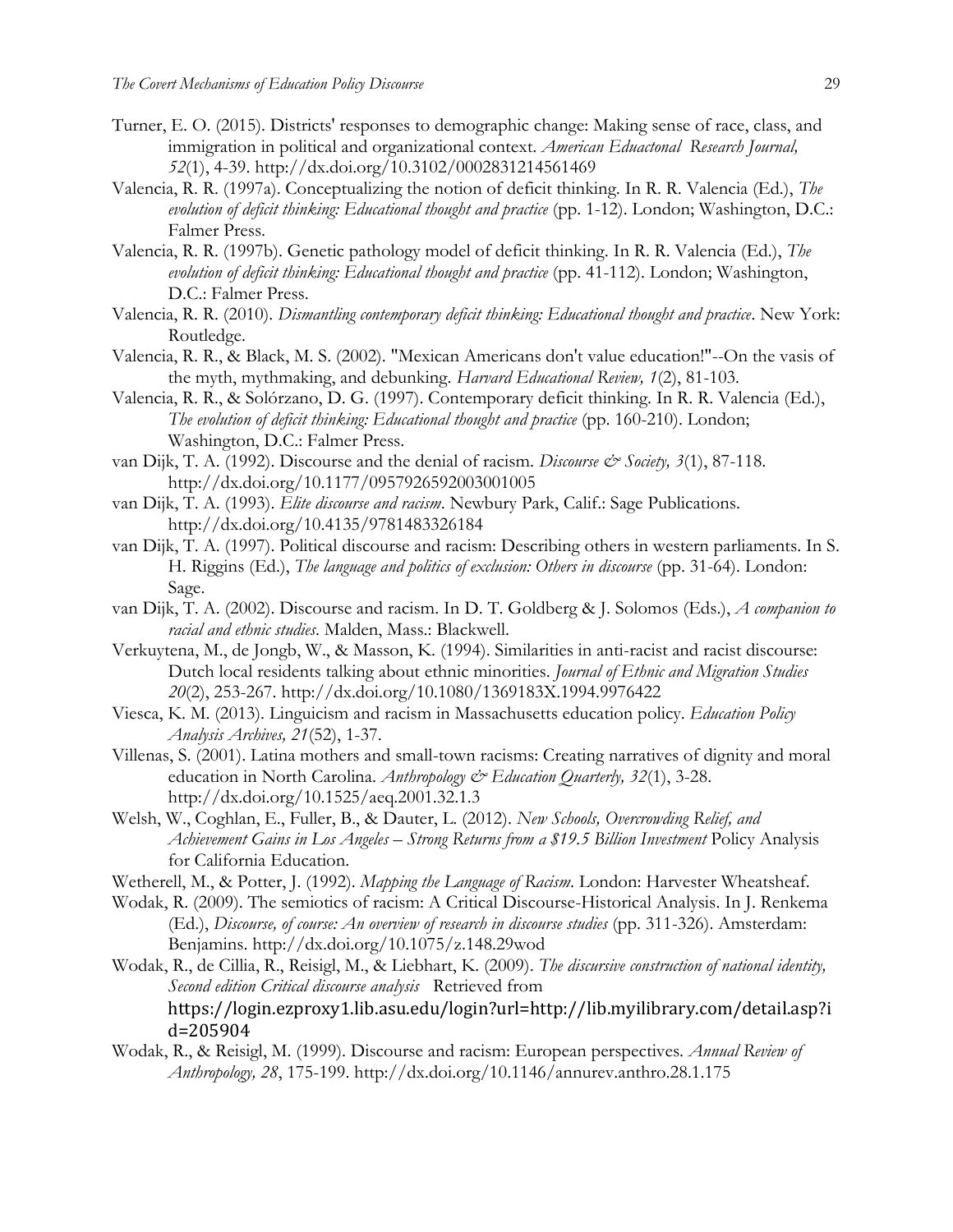Turner, E. O. (2015). Districts' responses to demographic change: Making sense of race, class, and immigration in political and organizational context. *American Eduactonal Research Journal, 52*(1), 4-39. http://dx.doi.org/10.3102/0002831214561469

Valencia, R. R. (1997a). Conceptualizing the notion of deficit thinking. In R. R. Valencia (Ed.), *The evolution of deficit thinking: Educational thought and practice* (pp. 1-12). London; Washington, D.C.: Falmer Press.

Valencia, R. R. (1997b). Genetic pathology model of deficit thinking. In R. R. Valencia (Ed.), *The evolution of deficit thinking: Educational thought and practice* (pp. 41-112). London; Washington, D.C.: Falmer Press.

Valencia, R. R. (2010). *Dismantling contemporary deficit thinking: Educational thought and practice*. New York: Routledge.

Valencia, R. R., & Black, M. S. (2002). "Mexican Americans don't value education!"--On the vasis of the myth, mythmaking, and debunking. *Harvard Educational Review, 1*(2), 81-103.

Valencia, R. R., & Solórzano, D. G. (1997). Contemporary deficit thinking. In R. R. Valencia (Ed.), *The evolution of deficit thinking: Educational thought and practice* (pp. 160-210). London; Washington, D.C.: Falmer Press.

van Dijk, T. A. (1992). Discourse and the denial of racism. *Discourse & Society, 3*(1), 87-118. http://dx.doi.org/10.1177/0957926592003001005

van Dijk, T. A. (1993). *Elite discourse and racism*. Newbury Park, Calif.: Sage Publications. http://dx.doi.org/10.4135/9781483326184

van Dijk, T. A. (1997). Political discourse and racism: Describing others in western parliaments. In S. H. Riggins (Ed.), *The language and politics of exclusion: Others in discourse* (pp. 31-64). London: Sage.

van Dijk, T. A. (2002). Discourse and racism. In D. T. Goldberg & J. Solomos (Eds.), *A companion to racial and ethnic studies*. Malden, Mass.: Blackwell.

Verkuytena, M., de Jongb, W., & Masson, K. (1994). Similarities in anti-racist and racist discourse: Dutch local residents talking about ethnic minorities. *Journal of Ethnic and Migration Studies 20*(2), 253-267. http://dx.doi.org/10.1080/1369183X.1994.9976422

Viesca, K. M. (2013). Linguicism and racism in Massachusetts education policy. *Education Policy Analysis Archives, 21*(52), 1-37.

Villenas, S. (2001). Latina mothers and small-town racisms: Creating narratives of dignity and moral education in North Carolina. *Anthropology & Education Quarterly, 32*(1), 3-28. http://dx.doi.org/10.1525/aeq.2001.32.1.3

Welsh, W., Coghlan, E., Fuller, B., & Dauter, L. (2012). *New Schools, Overcrowding Relief, and Achievement Gains in Los Angeles – Strong Returns from a $19.5 Billion Investment* Policy Analysis for California Education.

Wetherell, M., & Potter, J. (1992). *Mapping the Language of Racism*. London: Harvester Wheatsheaf.

Wodak, R. (2009). The semiotics of racism: A Critical Discourse-Historical Analysis. In J. Renkema (Ed.), *Discourse, of course: An overview of research in discourse studies* (pp. 311-326). Amsterdam: Benjamins. http://dx.doi.org/10.1075/z.148.29wod

Wodak, R., de Cillia, R., Reisigl, M., & Liebhart, K. (2009). *The discursive construction of national identity, Second edition Critical discourse analysis* Retrieved from https://login.ezproxy1.lib.asu.edu/login?url=http://lib.myilibrary.com/detail.asp?id=205904

Wodak, R., & Reisigl, M. (1999). Discourse and racism: European perspectives. *Annual Review of Anthropology, 28*, 175-199. http://dx.doi.org/10.1146/annurev.anthro.28.1.175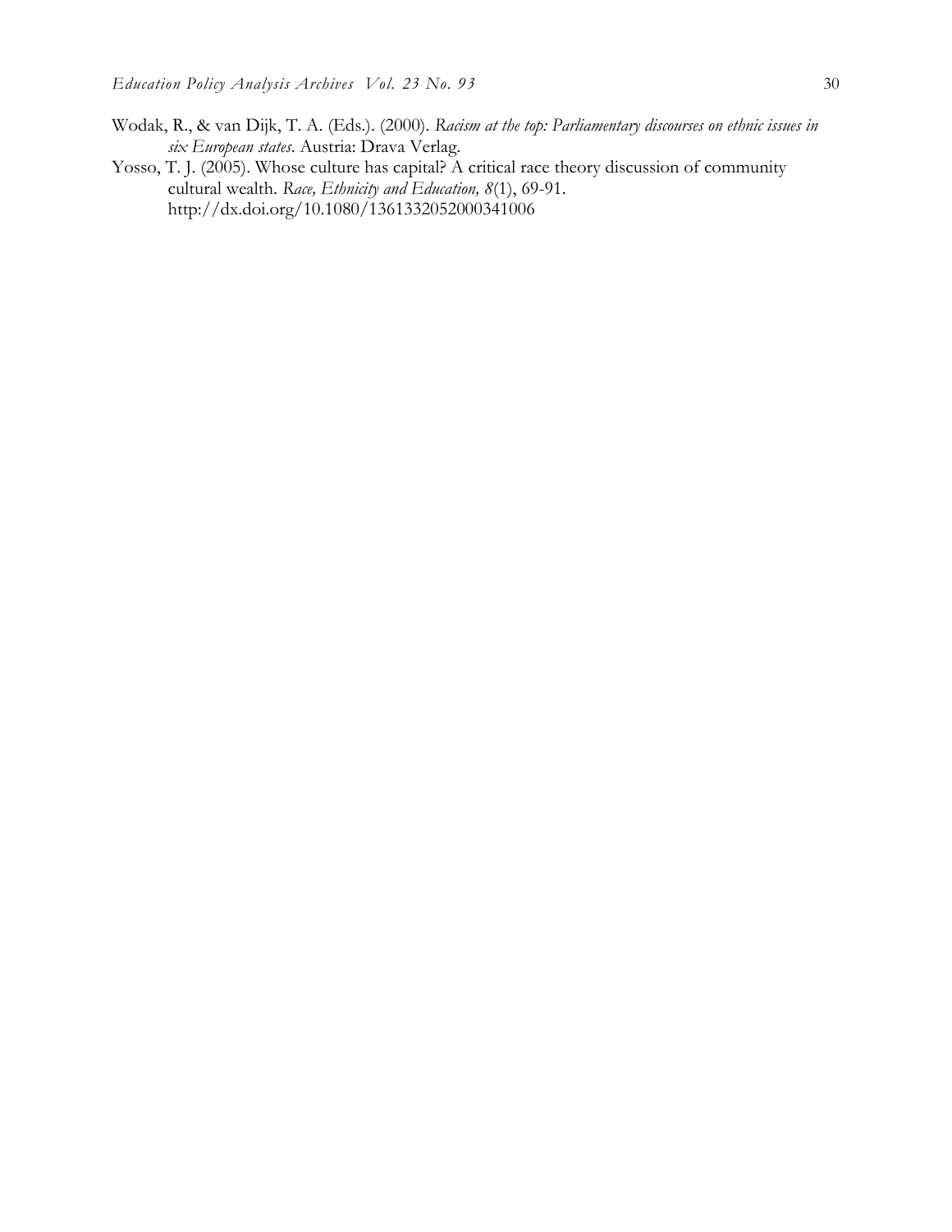Wodak, R., & van Dijk, T. A. (Eds.). (2000). *Racism at the top: Parliamentary discourses on ethnic issues in six European states*. Austria: Drava Verlag.

Yosso, T. J. (2005). Whose culture has capital? A critical race theory discussion of community cultural wealth. *Race, Ethnicity and Education, 8*(1), 69-91. http://dx.doi.org/10.1080/1361332052000341006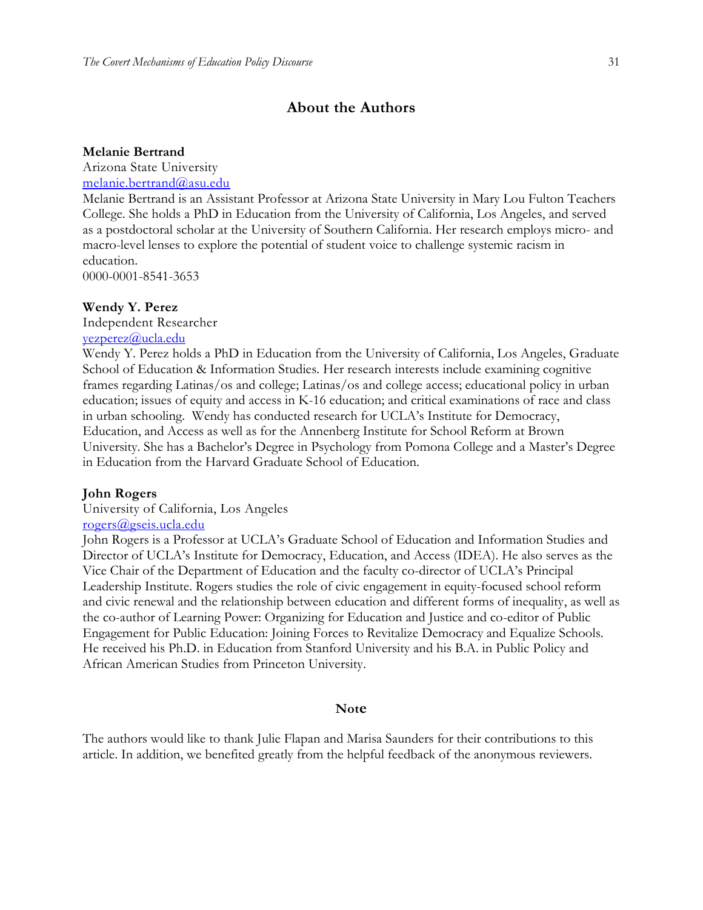## About the Authors

**Melanie Bertrand**
Arizona State University
melanie.bertrand@asu.edu
Melanie Bertrand is an Assistant Professor at Arizona State University in Mary Lou Fulton Teachers College. She holds a PhD in Education from the University of California, Los Angeles, and served as a postdoctoral scholar at the University of Southern California. Her research employs micro- and macro-level lenses to explore the potential of student voice to challenge systemic racism in education.
0000-0001-8541-3653

**Wendy Y. Perez**
Independent Researcher
yezperez@ucla.edu
Wendy Y. Perez holds a PhD in Education from the University of California, Los Angeles, Graduate School of Education & Information Studies. Her research interests include examining cognitive frames regarding Latinas/os and college; Latinas/os and college access; educational policy in urban education; issues of equity and access in K-16 education; and critical examinations of race and class in urban schooling. Wendy has conducted research for UCLA's Institute for Democracy, Education, and Access as well as for the Annenberg Institute for School Reform at Brown University. She has a Bachelor's Degree in Psychology from Pomona College and a Master's Degree in Education from the Harvard Graduate School of Education.

**John Rogers**
University of California, Los Angeles
rogers@gseis.ucla.edu
John Rogers is a Professor at UCLA's Graduate School of Education and Information Studies and Director of UCLA's Institute for Democracy, Education, and Access (IDEA). He also serves as the Vice Chair of the Department of Education and the faculty co-director of UCLA's Principal Leadership Institute. Rogers studies the role of civic engagement in equity-focused school reform and civic renewal and the relationship between education and different forms of inequality, as well as the co-author of Learning Power: Organizing for Education and Justice and co-editor of Public Engagement for Public Education: Joining Forces to Revitalize Democracy and Equalize Schools. He received his Ph.D. in Education from Stanford University and his B.A. in Public Policy and African American Studies from Princeton University.

## Note

The authors would like to thank Julie Flapan and Marisa Saunders for their contributions to this article. In addition, we benefited greatly from the helpful feedback of the anonymous reviewers.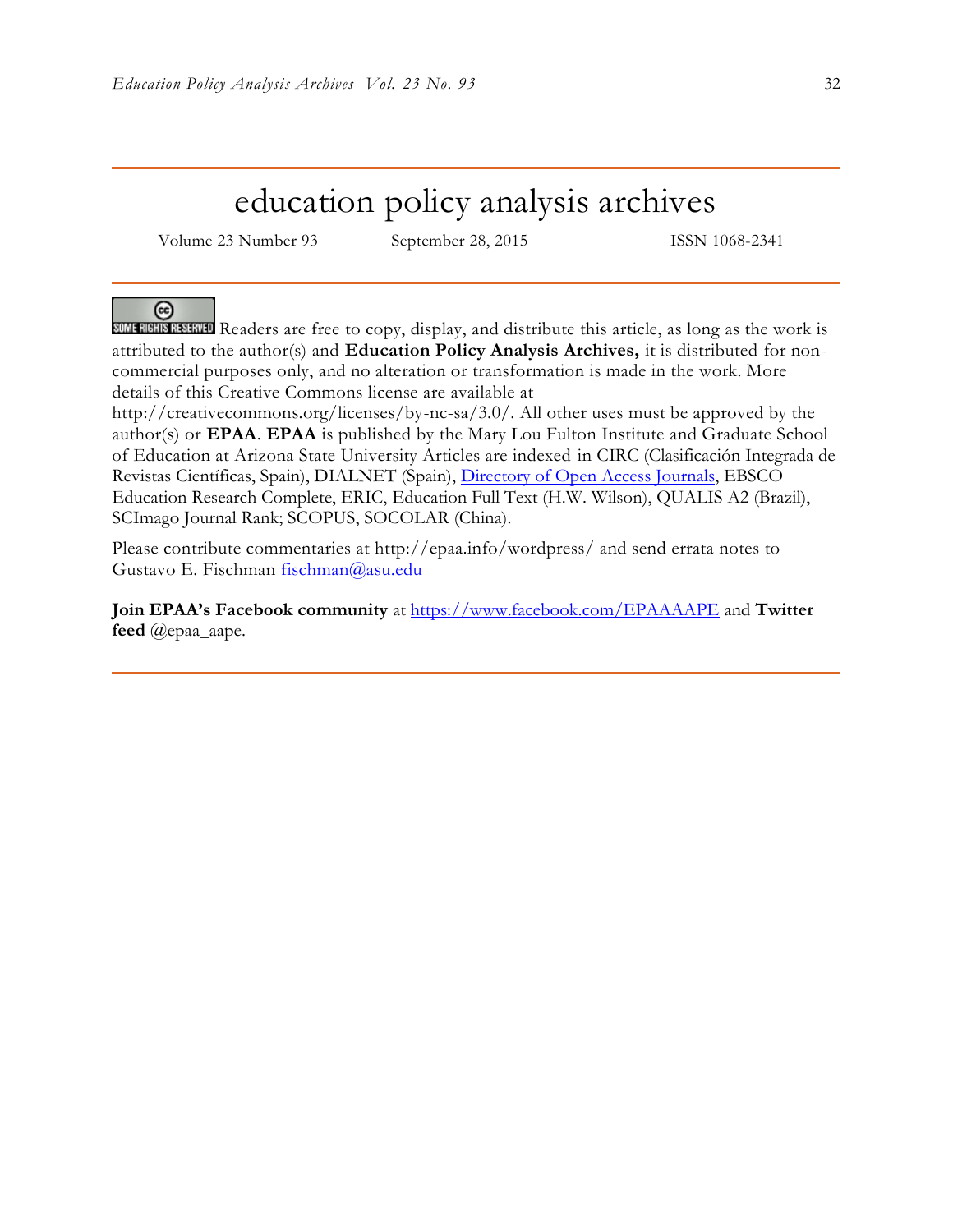# education policy analysis archives

Volume 23 Number 93 September 28, 2015 ISSN 1068-2341

SOME RIGHTS RESERVED Readers are free to copy, display, and distribute this article, as long as the work is attributed to the author(s) and **Education Policy Analysis Archives,** it is distributed for non-commercial purposes only, and no alteration or transformation is made in the work. More details of this Creative Commons license are available at http://creativecommons.org/licenses/by-nc-sa/3.0/. All other uses must be approved by the author(s) or **EPAA**. **EPAA** is published by the Mary Lou Fulton Institute and Graduate School of Education at Arizona State University Articles are indexed in CIRC (Clasificación Integrada de Revistas Científicas, Spain), DIALNET (Spain), Directory of Open Access Journals, EBSCO Education Research Complete, ERIC, Education Full Text (H.W. Wilson), QUALIS A2 (Brazil), SCImago Journal Rank; SCOPUS, SOCOLAR (China).

Please contribute commentaries at http://epaa.info/wordpress/ and send errata notes to Gustavo E. Fischman fischman@asu.edu

**Join EPAA's Facebook community** at https://www.facebook.com/EPAAAAPE and **Twitter feed** @epaa_aape.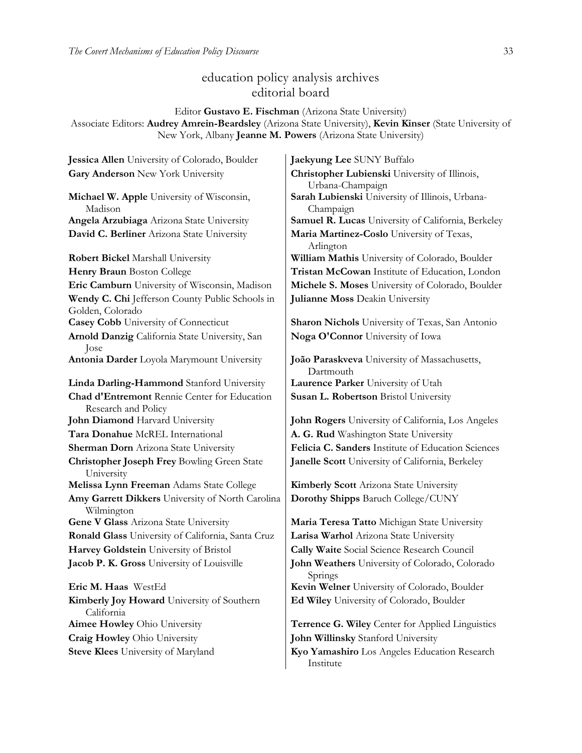# education policy analysis archives editorial board

Editor **Gustavo E. Fischman** (Arizona State University)
Associate Editors: **Audrey Amrein-Beardsley** (Arizona State University), **Kevin Kinser** (State University of New York, Albany **Jeanne M. Powers** (Arizona State University)

**Jessica Allen** University of Colorado, Boulder
**Gary Anderson** New York University
**Michael W. Apple** University of Wisconsin, Madison
**Angela Arzubiaga** Arizona State University
**David C. Berliner** Arizona State University
**Robert Bickel** Marshall University
**Henry Braun** Boston College
**Eric Camburn** University of Wisconsin, Madison
**Wendy C. Chi** Jefferson County Public Schools in Golden, Colorado
**Casey Cobb** University of Connecticut
**Arnold Danzig** California State University, San Jose
**Antonia Darder** Loyola Marymount University
**Linda Darling-Hammond** Stanford University
**Chad d'Entremont** Rennie Center for Education Research and Policy
**John Diamond** Harvard University
**Tara Donahue** McREL International
**Sherman Dorn** Arizona State University
**Christopher Joseph Frey** Bowling Green State University
**Melissa Lynn Freeman** Adams State College
**Amy Garrett Dikkers** University of North Carolina Wilmington
**Gene V Glass** Arizona State University
**Ronald Glass** University of California, Santa Cruz
**Harvey Goldstein** University of Bristol
**Jacob P. K. Gross** University of Louisville
**Eric M. Haas** WestEd
**Kimberly Joy Howard** University of Southern California
**Aimee Howley** Ohio University
**Craig Howley** Ohio University
**Steve Klees** University of Maryland
**Jaekyung Lee** SUNY Buffalo
**Christopher Lubienski** University of Illinois, Urbana-Champaign
**Sarah Lubienski** University of Illinois, Urbana-Champaign
**Samuel R. Lucas** University of California, Berkeley
**Maria Martinez-Coslo** University of Texas, Arlington
**William Mathis** University of Colorado, Boulder
**Tristan McCowan** Institute of Education, London
**Michele S. Moses** University of Colorado, Boulder
**Julianne Moss** Deakin University
**Sharon Nichols** University of Texas, San Antonio
**Noga O'Connor** University of Iowa
**João Paraskveva** University of Massachusetts, Dartmouth
**Laurence Parker** University of Utah
**Susan L. Robertson** Bristol University
**John Rogers** University of California, Los Angeles
**A. G. Rud** Washington State University
**Felicia C. Sanders** Institute of Education Sciences
**Janelle Scott** University of California, Berkeley
**Kimberly Scott** Arizona State University
**Dorothy Shipps** Baruch College/CUNY
**Maria Teresa Tatto** Michigan State University
**Larisa Warhol** Arizona State University
**Cally Waite** Social Science Research Council
**John Weathers** University of Colorado, Colorado Springs
**Kevin Welner** University of Colorado, Boulder
**Ed Wiley** University of Colorado, Boulder
**Terrence G. Wiley** Center for Applied Linguistics
**John Willinsky** Stanford University
**Kyo Yamashiro** Los Angeles Education Research Institute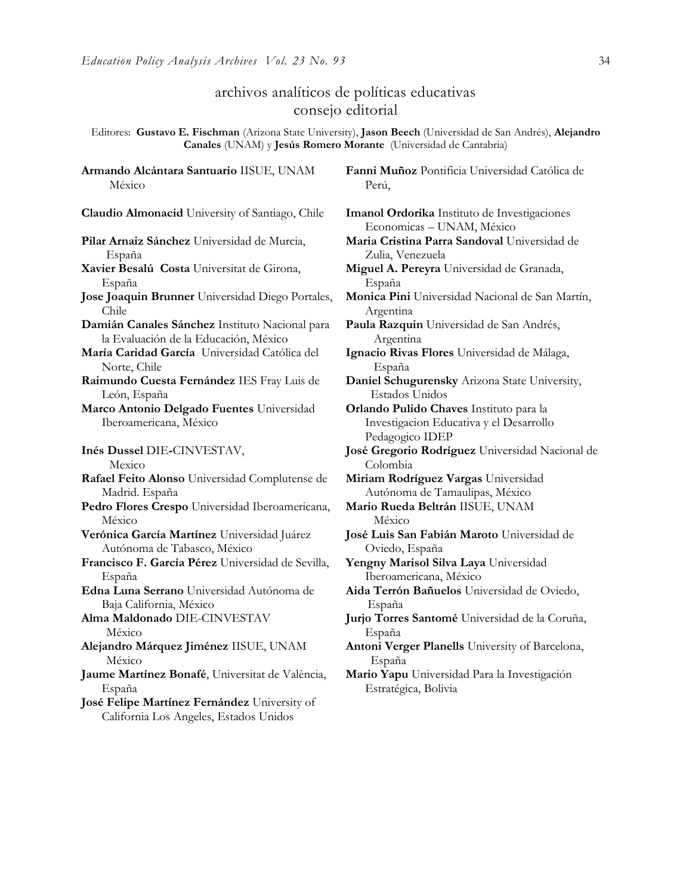## archivos analíticos de políticas educativas
## consejo editorial

Editores: **Gustavo E. Fischman** (Arizona State University), **Jason Beech** (Universidad de San Andrés), **Alejandro Canales** (UNAM) y **Jesús Romero Morante** (Universidad de Cantabria)

**Armando Alcántara Santuario** IISUE, UNAM México

**Claudio Almonacid** University of Santiago, Chile

**Pilar Arnaiz Sánchez** Universidad de Murcia, España

**Xavier Besalú Costa** Universitat de Girona, España

**Jose Joaquin Brunner** Universidad Diego Portales, Chile

**Damián Canales Sánchez** Instituto Nacional para la Evaluación de la Educación, México

**María Caridad García** Universidad Católica del Norte, Chile

**Raimundo Cuesta Fernández** IES Fray Luis de León, España

**Marco Antonio Delgado Fuentes** Universidad Iberoamericana, México

**Inés Dussel** DIE-CINVESTAV, Mexico

**Rafael Feito Alonso** Universidad Complutense de Madrid. España

**Pedro Flores Crespo** Universidad Iberoamericana, México

**Verónica García Martínez** Universidad Juárez Autónoma de Tabasco, México

**Francisco F. García Pérez** Universidad de Sevilla, España

**Edna Luna Serrano** Universidad Autónoma de Baja California, México

**Alma Maldonado** DIE-CINVESTAV México

**Alejandro Márquez Jiménez** IISUE, UNAM México

**Jaume Martínez Bonafé**, Universitat de València, España

**José Felipe Martínez Fernández** University of California Los Angeles, Estados Unidos

**Fanni Muñoz** Pontificia Universidad Católica de Perú,

**Imanol Ordorika** Instituto de Investigaciones Economicas – UNAM, México

**Maria Cristina Parra Sandoval** Universidad de Zulia, Venezuela

**Miguel A. Pereyra** Universidad de Granada, España

**Monica Pini** Universidad Nacional de San Martín, Argentina

**Paula Razquin** Universidad de San Andrés, Argentina

**Ignacio Rivas Flores** Universidad de Málaga, España

**Daniel Schugurensky** Arizona State University, Estados Unidos

**Orlando Pulido Chaves** Instituto para la Investigacion Educativa y el Desarrollo Pedagogico IDEP

**José Gregorio Rodríguez** Universidad Nacional de Colombia

**Miriam Rodríguez Vargas** Universidad Autónoma de Tamaulipas, México

**Mario Rueda Beltrán** IISUE, UNAM México

**José Luis San Fabián Maroto** Universidad de Oviedo, España

**Yengny Marisol Silva Laya** Universidad Iberoamericana, México

**Aida Terrón Bañuelos** Universidad de Oviedo, España

**Jurjo Torres Santomé** Universidad de la Coruña, España

**Antoni Verger Planells** University of Barcelona, España

**Mario Yapu** Universidad Para la Investigación Estratégica, Bolivia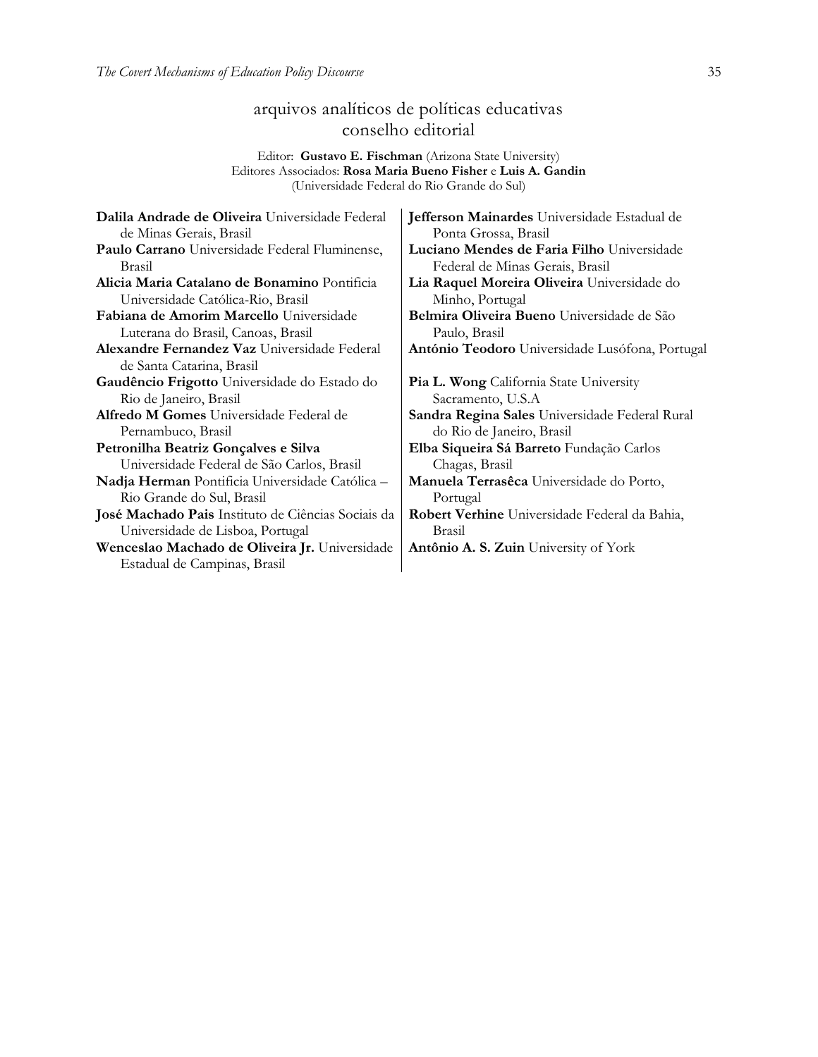## arquivos analíticos de políticas educativas
## conselho editorial

Editor: **Gustavo E. Fischman** (Arizona State University)
Editores Associados: **Rosa Maria Bueno Fisher** e **Luis A. Gandin**
(Universidade Federal do Rio Grande do Sul)

**Dalila Andrade de Oliveira** Universidade Federal de Minas Gerais, Brasil

**Paulo Carrano** Universidade Federal Fluminense, Brasil

**Alicia Maria Catalano de Bonamino** Pontificia Universidade Católica-Rio, Brasil

**Fabiana de Amorim Marcello** Universidade Luterana do Brasil, Canoas, Brasil

**Alexandre Fernandez Vaz** Universidade Federal de Santa Catarina, Brasil

**Gaudêncio Frigotto** Universidade do Estado do Rio de Janeiro, Brasil

**Alfredo M Gomes** Universidade Federal de Pernambuco, Brasil

**Petronilha Beatriz Gonçalves e Silva** Universidade Federal de São Carlos, Brasil

**Nadja Herman** Pontificia Universidade Católica – Rio Grande do Sul, Brasil

**José Machado Pais** Instituto de Ciências Sociais da Universidade de Lisboa, Portugal

**Wenceslao Machado de Oliveira Jr.** Universidade Estadual de Campinas, Brasil

**Jefferson Mainardes** Universidade Estadual de Ponta Grossa, Brasil

**Luciano Mendes de Faria Filho** Universidade Federal de Minas Gerais, Brasil

**Lia Raquel Moreira Oliveira** Universidade do Minho, Portugal

**Belmira Oliveira Bueno** Universidade de São Paulo, Brasil

**António Teodoro** Universidade Lusófona, Portugal

**Pia L. Wong** California State University Sacramento, U.S.A

**Sandra Regina Sales** Universidade Federal Rural do Rio de Janeiro, Brasil

**Elba Siqueira Sá Barreto** Fundação Carlos Chagas, Brasil

**Manuela Terrasêca** Universidade do Porto, Portugal

**Robert Verhine** Universidade Federal da Bahia, Brasil

**Antônio A. S. Zuin** University of York